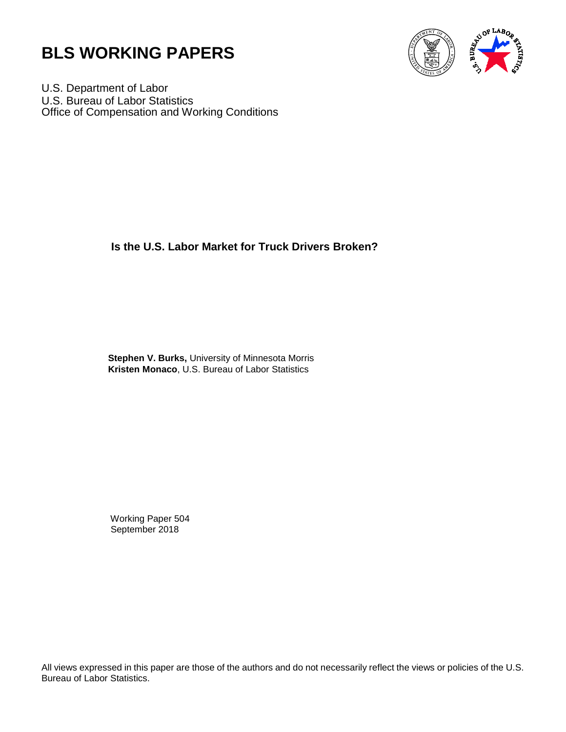# BLS WORKING PAPERS

U.S. Department of Labor
U.S. Bureau of Labor Statistics
Office of Compensation and Working Conditions

## Is the U.S. Labor Market for Truck Drivers Broken?

**Stephen V. Burks,** University of Minnesota Morris
**Kristen Monaco**, U.S. Bureau of Labor Statistics

Working Paper 504
September 2018

All views expressed in this paper are those of the authors and do not necessarily reflect the views or policies of the U.S. Bureau of Labor Statistics.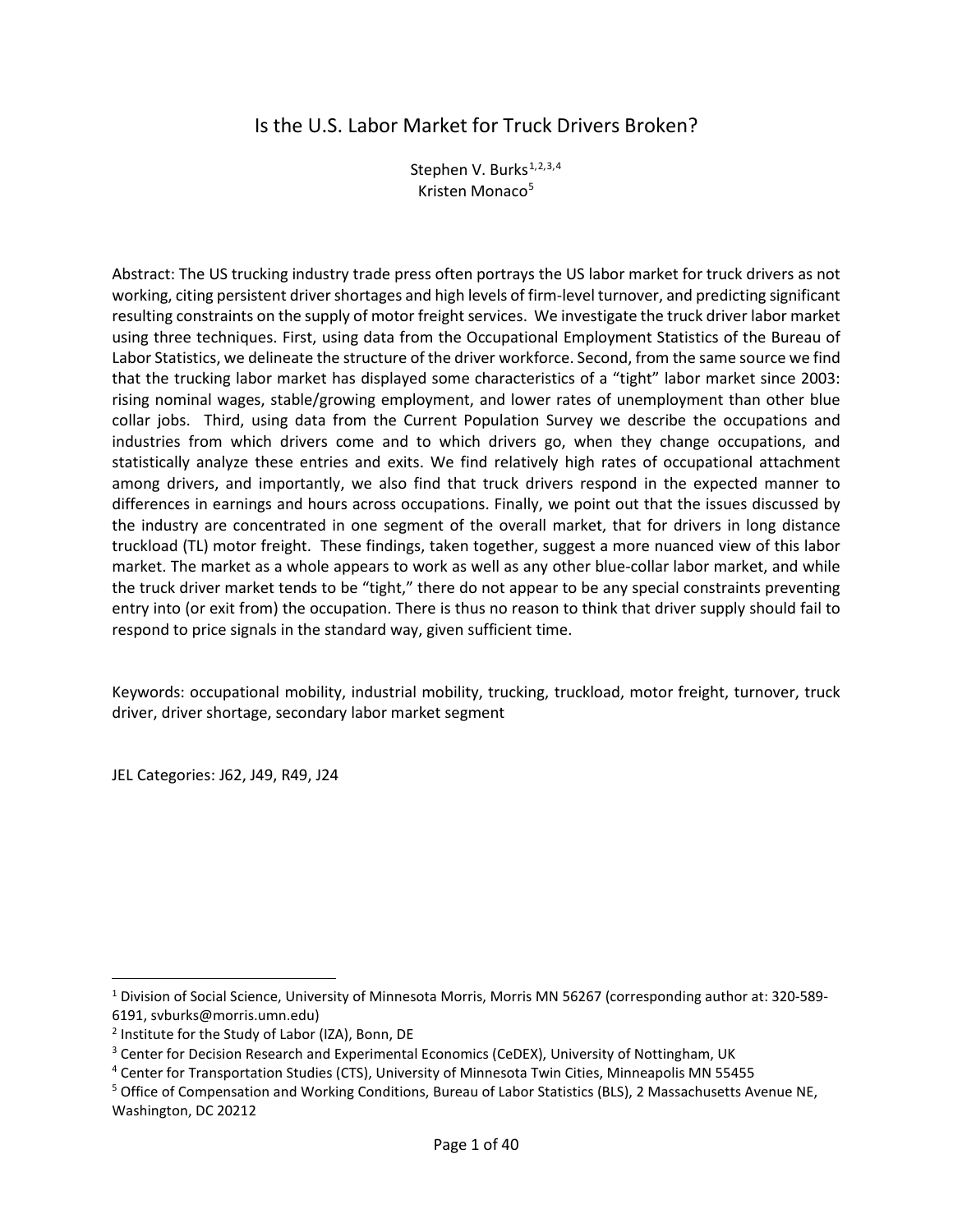# Is the U.S. Labor Market for Truck Drivers Broken?

Stephen V. Burks[1,2,3,4]
Kristen Monaco[5]

Abstract: The US trucking industry trade press often portrays the US labor market for truck drivers as not working, citing persistent driver shortages and high levels of firm-level turnover, and predicting significant resulting constraints on the supply of motor freight services. We investigate the truck driver labor market using three techniques. First, using data from the Occupational Employment Statistics of the Bureau of Labor Statistics, we delineate the structure of the driver workforce. Second, from the same source we find that the trucking labor market has displayed some characteristics of a "tight" labor market since 2003: rising nominal wages, stable/growing employment, and lower rates of unemployment than other blue collar jobs. Third, using data from the Current Population Survey we describe the occupations and industries from which drivers come and to which drivers go, when they change occupations, and statistically analyze these entries and exits. We find relatively high rates of occupational attachment among drivers, and importantly, we also find that truck drivers respond in the expected manner to differences in earnings and hours across occupations. Finally, we point out that the issues discussed by the industry are concentrated in one segment of the overall market, that for drivers in long distance truckload (TL) motor freight. These findings, taken together, suggest a more nuanced view of this labor market. The market as a whole appears to work as well as any other blue-collar labor market, and while the truck driver market tends to be "tight," there do not appear to be any special constraints preventing entry into (or exit from) the occupation. There is thus no reason to think that driver supply should fail to respond to price signals in the standard way, given sufficient time.

Keywords: occupational mobility, industrial mobility, trucking, truckload, motor freight, turnover, truck driver, driver shortage, secondary labor market segment

JEL Categories: J62, J49, R49, J24

---

[1] Division of Social Science, University of Minnesota Morris, Morris MN 56267 (corresponding author at: 320-589-6191, svburks@morris.umn.edu)

[2] Institute for the Study of Labor (IZA), Bonn, DE

[3] Center for Decision Research and Experimental Economics (CeDEX), University of Nottingham, UK

[4] Center for Transportation Studies (CTS), University of Minnesota Twin Cities, Minneapolis MN 55455

[5] Office of Compensation and Working Conditions, Bureau of Labor Statistics (BLS), 2 Massachusetts Avenue NE, Washington, DC 20212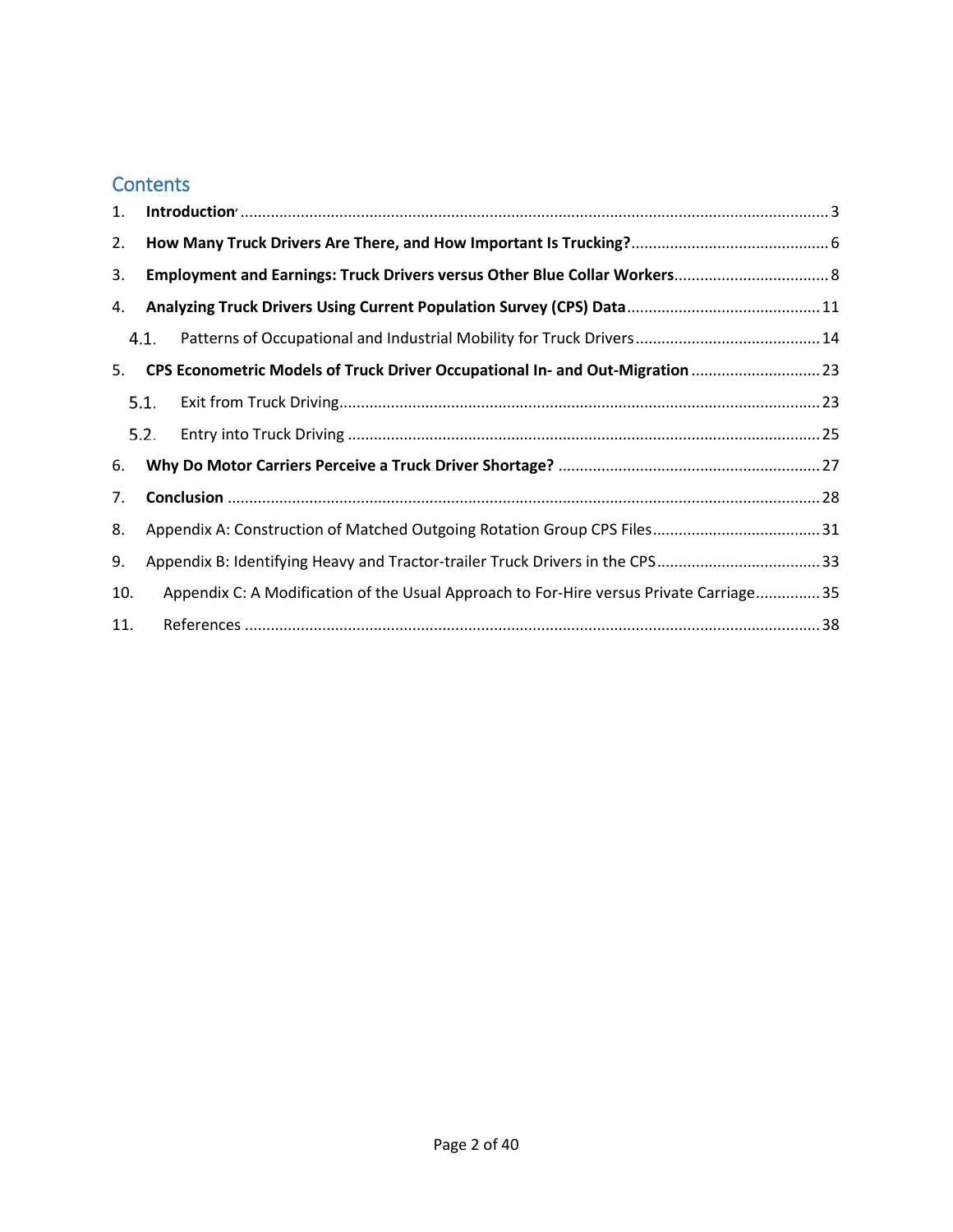# Contents

1. **Introduction** ........ 3
2. **How Many Truck Drivers Are There, and How Important Is Trucking?** ........ 6
3. **Employment and Earnings: Truck Drivers versus Other Blue Collar Workers** ........ 8
4. **Analyzing Truck Drivers Using Current Population Survey (CPS) Data** ........ 11
   - 4.1. Patterns of Occupational and Industrial Mobility for Truck Drivers ........ 14
5. **CPS Econometric Models of Truck Driver Occupational In- and Out-Migration** ........ 23
   - 5.1. Exit from Truck Driving ........ 23
   - 5.2. Entry into Truck Driving ........ 25
6. **Why Do Motor Carriers Perceive a Truck Driver Shortage?** ........ 27
7. **Conclusion** ........ 28
8. Appendix A: Construction of Matched Outgoing Rotation Group CPS Files ........ 31
9. Appendix B: Identifying Heavy and Tractor-trailer Truck Drivers in the CPS ........ 33
10. Appendix C: A Modification of the Usual Approach to For-Hire versus Private Carriage ........ 35
11. References ........ 38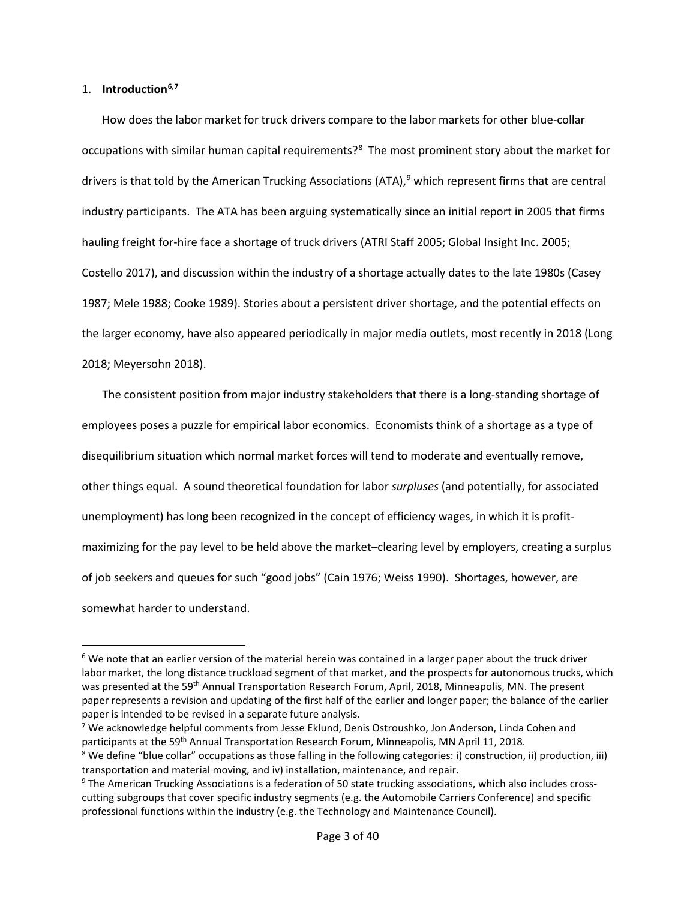## 1. **Introduction**[6,7]

How does the labor market for truck drivers compare to the labor markets for other blue-collar occupations with similar human capital requirements?[8] The most prominent story about the market for drivers is that told by the American Trucking Associations (ATA),[9] which represent firms that are central industry participants. The ATA has been arguing systematically since an initial report in 2005 that firms hauling freight for-hire face a shortage of truck drivers (ATRI Staff 2005; Global Insight Inc. 2005; Costello 2017), and discussion within the industry of a shortage actually dates to the late 1980s (Casey 1987; Mele 1988; Cooke 1989). Stories about a persistent driver shortage, and the potential effects on the larger economy, have also appeared periodically in major media outlets, most recently in 2018 (Long 2018; Meyersohn 2018).

The consistent position from major industry stakeholders that there is a long-standing shortage of employees poses a puzzle for empirical labor economics. Economists think of a shortage as a type of disequilibrium situation which normal market forces will tend to moderate and eventually remove, other things equal. A sound theoretical foundation for labor *surpluses* (and potentially, for associated unemployment) has long been recognized in the concept of efficiency wages, in which it is profit-maximizing for the pay level to be held above the market–clearing level by employers, creating a surplus of job seekers and queues for such "good jobs" (Cain 1976; Weiss 1990). Shortages, however, are somewhat harder to understand.

---

[6] We note that an earlier version of the material herein was contained in a larger paper about the truck driver labor market, the long distance truckload segment of that market, and the prospects for autonomous trucks, which was presented at the 59th Annual Transportation Research Forum, April, 2018, Minneapolis, MN. The present paper represents a revision and updating of the first half of the earlier and longer paper; the balance of the earlier paper is intended to be revised in a separate future analysis.

[7] We acknowledge helpful comments from Jesse Eklund, Denis Ostroushko, Jon Anderson, Linda Cohen and participants at the 59th Annual Transportation Research Forum, Minneapolis, MN April 11, 2018.

[8] We define "blue collar" occupations as those falling in the following categories: i) construction, ii) production, iii) transportation and material moving, and iv) installation, maintenance, and repair.

[9] The American Trucking Associations is a federation of 50 state trucking associations, which also includes cross-cutting subgroups that cover specific industry segments (e.g. the Automobile Carriers Conference) and specific professional functions within the industry (e.g. the Technology and Maintenance Council).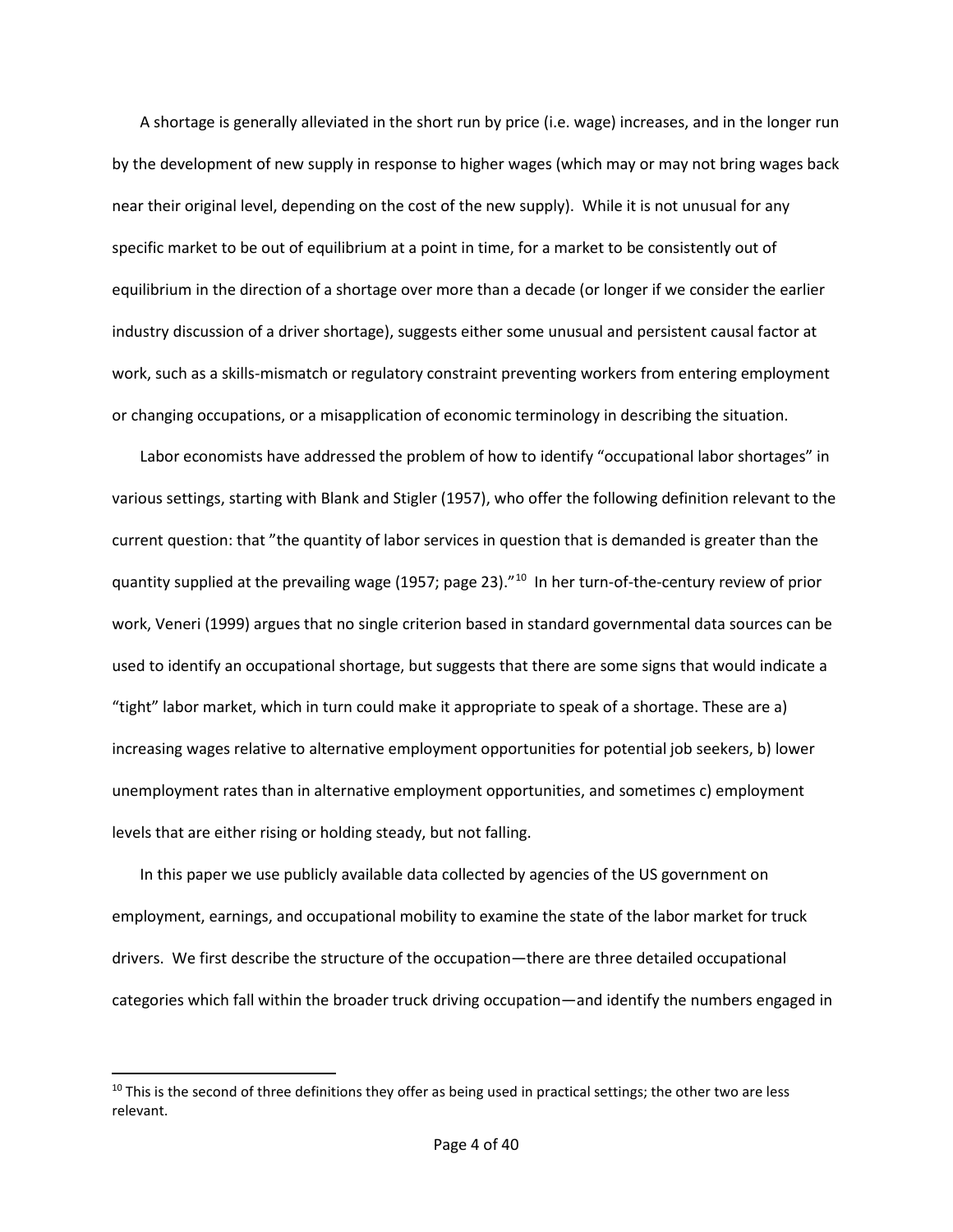A shortage is generally alleviated in the short run by price (i.e. wage) increases, and in the longer run by the development of new supply in response to higher wages (which may or may not bring wages back near their original level, depending on the cost of the new supply). While it is not unusual for any specific market to be out of equilibrium at a point in time, for a market to be consistently out of equilibrium in the direction of a shortage over more than a decade (or longer if we consider the earlier industry discussion of a driver shortage), suggests either some unusual and persistent causal factor at work, such as a skills-mismatch or regulatory constraint preventing workers from entering employment or changing occupations, or a misapplication of economic terminology in describing the situation.

Labor economists have addressed the problem of how to identify "occupational labor shortages" in various settings, starting with Blank and Stigler (1957), who offer the following definition relevant to the current question: that "the quantity of labor services in question that is demanded is greater than the quantity supplied at the prevailing wage (1957; page 23)."[10] In her turn-of-the-century review of prior work, Veneri (1999) argues that no single criterion based in standard governmental data sources can be used to identify an occupational shortage, but suggests that there are some signs that would indicate a "tight" labor market, which in turn could make it appropriate to speak of a shortage. These are a) increasing wages relative to alternative employment opportunities for potential job seekers, b) lower unemployment rates than in alternative employment opportunities, and sometimes c) employment levels that are either rising or holding steady, but not falling.

In this paper we use publicly available data collected by agencies of the US government on employment, earnings, and occupational mobility to examine the state of the labor market for truck drivers. We first describe the structure of the occupation—there are three detailed occupational categories which fall within the broader truck driving occupation—and identify the numbers engaged in

[10] This is the second of three definitions they offer as being used in practical settings; the other two are less relevant.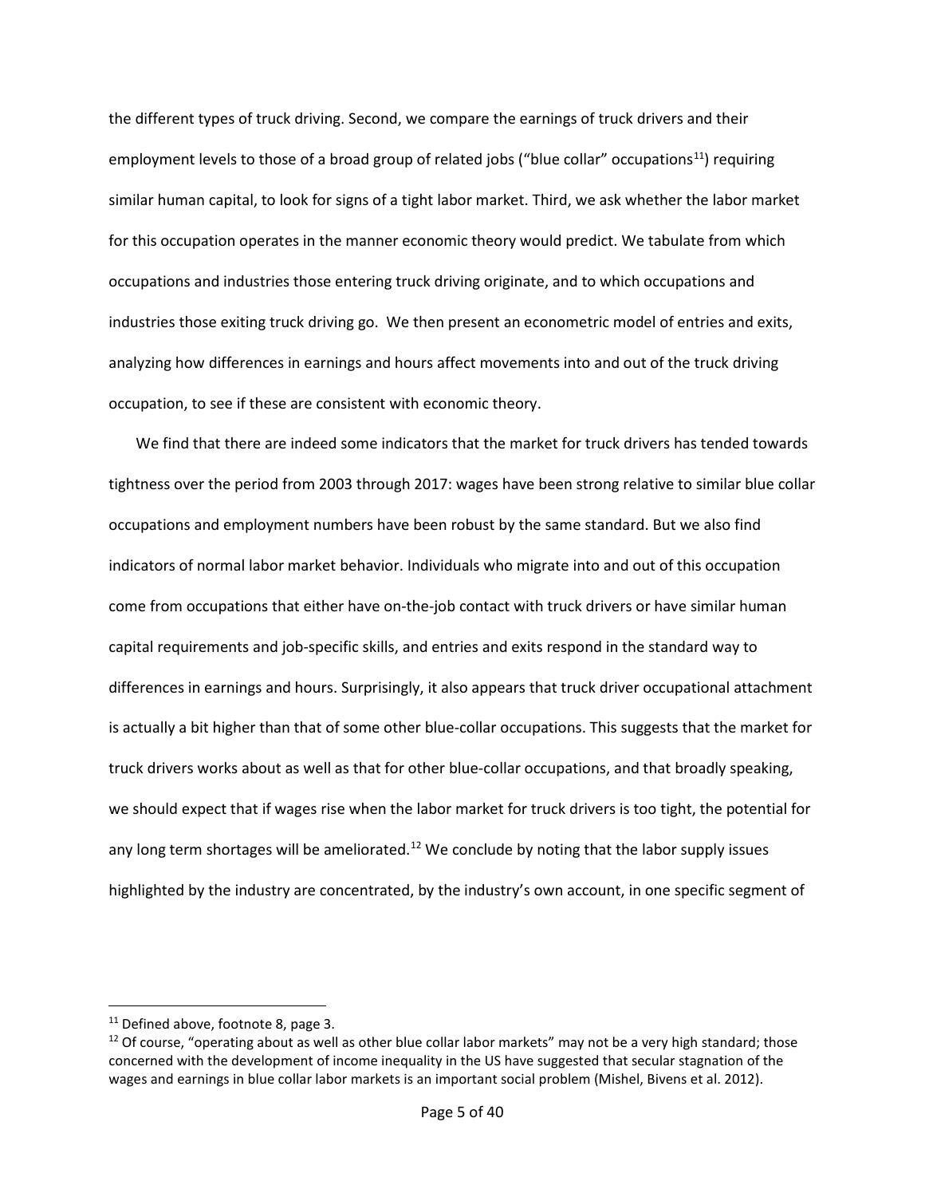the different types of truck driving. Second, we compare the earnings of truck drivers and their employment levels to those of a broad group of related jobs ("blue collar" occupations[11]) requiring similar human capital, to look for signs of a tight labor market. Third, we ask whether the labor market for this occupation operates in the manner economic theory would predict. We tabulate from which occupations and industries those entering truck driving originate, and to which occupations and industries those exiting truck driving go. We then present an econometric model of entries and exits, analyzing how differences in earnings and hours affect movements into and out of the truck driving occupation, to see if these are consistent with economic theory.

We find that there are indeed some indicators that the market for truck drivers has tended towards tightness over the period from 2003 through 2017: wages have been strong relative to similar blue collar occupations and employment numbers have been robust by the same standard. But we also find indicators of normal labor market behavior. Individuals who migrate into and out of this occupation come from occupations that either have on-the-job contact with truck drivers or have similar human capital requirements and job-specific skills, and entries and exits respond in the standard way to differences in earnings and hours. Surprisingly, it also appears that truck driver occupational attachment is actually a bit higher than that of some other blue-collar occupations. This suggests that the market for truck drivers works about as well as that for other blue-collar occupations, and that broadly speaking, we should expect that if wages rise when the labor market for truck drivers is too tight, the potential for any long term shortages will be ameliorated.[12] We conclude by noting that the labor supply issues highlighted by the industry are concentrated, by the industry's own account, in one specific segment of

---

[11] Defined above, footnote 8, page 3.

[12] Of course, "operating about as well as other blue collar labor markets" may not be a very high standard; those concerned with the development of income inequality in the US have suggested that secular stagnation of the wages and earnings in blue collar labor markets is an important social problem (Mishel, Bivens et al. 2012).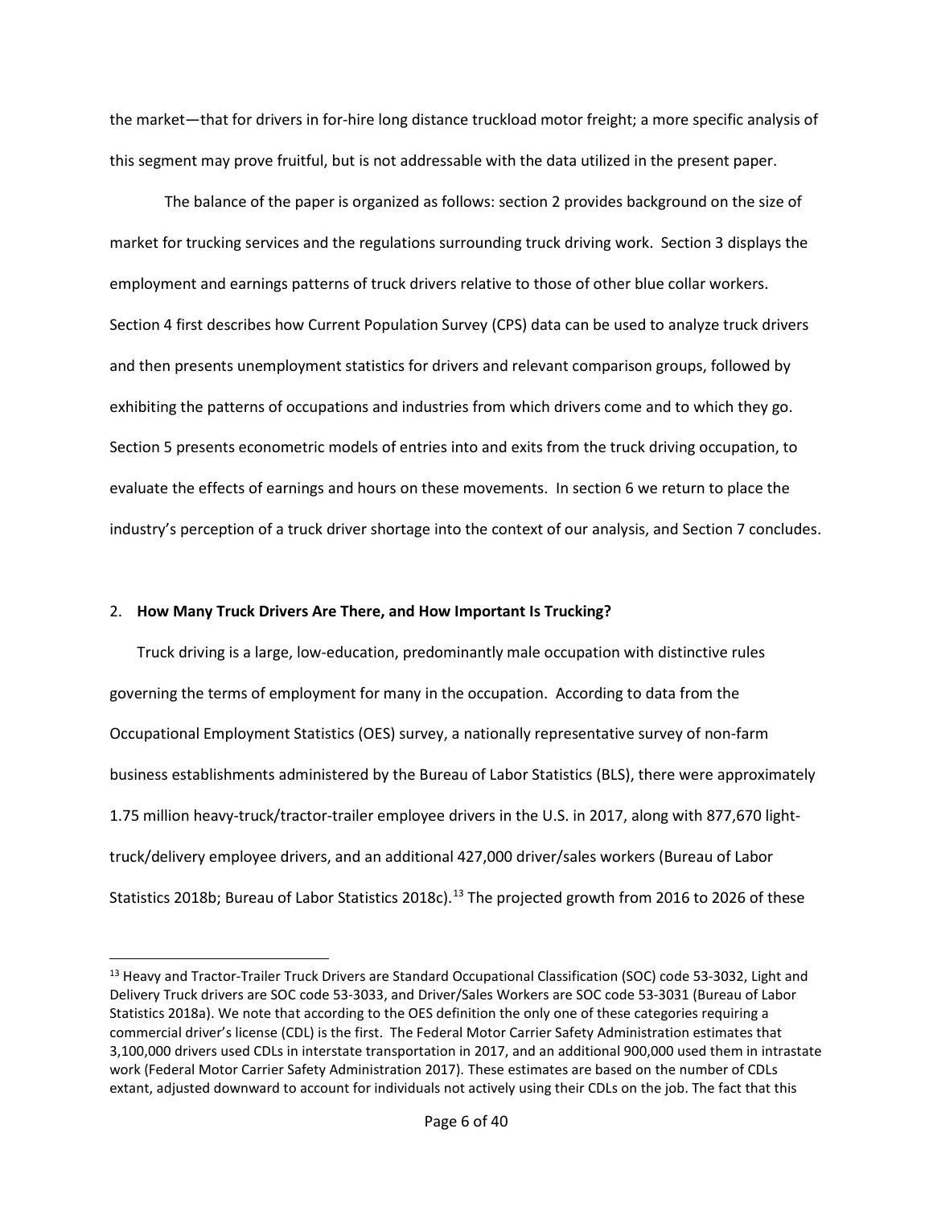the market—that for drivers in for-hire long distance truckload motor freight; a more specific analysis of this segment may prove fruitful, but is not addressable with the data utilized in the present paper.

The balance of the paper is organized as follows: section 2 provides background on the size of market for trucking services and the regulations surrounding truck driving work. Section 3 displays the employment and earnings patterns of truck drivers relative to those of other blue collar workers. Section 4 first describes how Current Population Survey (CPS) data can be used to analyze truck drivers and then presents unemployment statistics for drivers and relevant comparison groups, followed by exhibiting the patterns of occupations and industries from which drivers come and to which they go. Section 5 presents econometric models of entries into and exits from the truck driving occupation, to evaluate the effects of earnings and hours on these movements. In section 6 we return to place the industry's perception of a truck driver shortage into the context of our analysis, and Section 7 concludes.

## 2. How Many Truck Drivers Are There, and How Important Is Trucking?

Truck driving is a large, low-education, predominantly male occupation with distinctive rules governing the terms of employment for many in the occupation. According to data from the Occupational Employment Statistics (OES) survey, a nationally representative survey of non-farm business establishments administered by the Bureau of Labor Statistics (BLS), there were approximately 1.75 million heavy-truck/tractor-trailer employee drivers in the U.S. in 2017, along with 877,670 light-truck/delivery employee drivers, and an additional 427,000 driver/sales workers (Bureau of Labor Statistics 2018b; Bureau of Labor Statistics 2018c).[13] The projected growth from 2016 to 2026 of these

[13] Heavy and Tractor-Trailer Truck Drivers are Standard Occupational Classification (SOC) code 53-3032, Light and Delivery Truck drivers are SOC code 53-3033, and Driver/Sales Workers are SOC code 53-3031 (Bureau of Labor Statistics 2018a). We note that according to the OES definition the only one of these categories requiring a commercial driver's license (CDL) is the first. The Federal Motor Carrier Safety Administration estimates that 3,100,000 drivers used CDLs in interstate transportation in 2017, and an additional 900,000 used them in intrastate work (Federal Motor Carrier Safety Administration 2017). These estimates are based on the number of CDLs extant, adjusted downward to account for individuals not actively using their CDLs on the job. The fact that this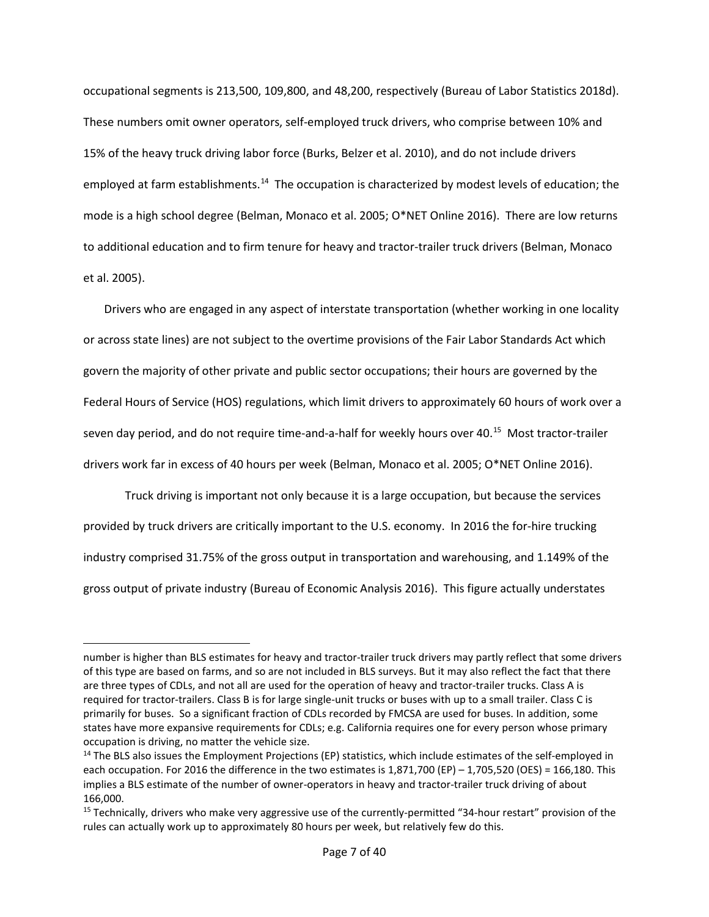occupational segments is 213,500, 109,800, and 48,200, respectively (Bureau of Labor Statistics 2018d). These numbers omit owner operators, self-employed truck drivers, who comprise between 10% and 15% of the heavy truck driving labor force (Burks, Belzer et al. 2010), and do not include drivers employed at farm establishments.[14] The occupation is characterized by modest levels of education; the mode is a high school degree (Belman, Monaco et al. 2005; O*NET Online 2016). There are low returns to additional education and to firm tenure for heavy and tractor-trailer truck drivers (Belman, Monaco et al. 2005).

Drivers who are engaged in any aspect of interstate transportation (whether working in one locality or across state lines) are not subject to the overtime provisions of the Fair Labor Standards Act which govern the majority of other private and public sector occupations; their hours are governed by the Federal Hours of Service (HOS) regulations, which limit drivers to approximately 60 hours of work over a seven day period, and do not require time-and-a-half for weekly hours over 40.[15] Most tractor-trailer drivers work far in excess of 40 hours per week (Belman, Monaco et al. 2005; O*NET Online 2016).

Truck driving is important not only because it is a large occupation, but because the services provided by truck drivers are critically important to the U.S. economy. In 2016 the for-hire trucking industry comprised 31.75% of the gross output in transportation and warehousing, and 1.149% of the gross output of private industry (Bureau of Economic Analysis 2016). This figure actually understates

---

number is higher than BLS estimates for heavy and tractor-trailer truck drivers may partly reflect that some drivers of this type are based on farms, and so are not included in BLS surveys. But it may also reflect the fact that there are three types of CDLs, and not all are used for the operation of heavy and tractor-trailer trucks. Class A is required for tractor-trailers. Class B is for large single-unit trucks or buses with up to a small trailer. Class C is primarily for buses. So a significant fraction of CDLs recorded by FMCSA are used for buses. In addition, some states have more expansive requirements for CDLs; e.g. California requires one for every person whose primary occupation is driving, no matter the vehicle size.

[14] The BLS also issues the Employment Projections (EP) statistics, which include estimates of the self-employed in each occupation. For 2016 the difference in the two estimates is 1,871,700 (EP) – 1,705,520 (OES) = 166,180. This implies a BLS estimate of the number of owner-operators in heavy and tractor-trailer truck driving of about 166,000.

[15] Technically, drivers who make very aggressive use of the currently-permitted "34-hour restart" provision of the rules can actually work up to approximately 80 hours per week, but relatively few do this.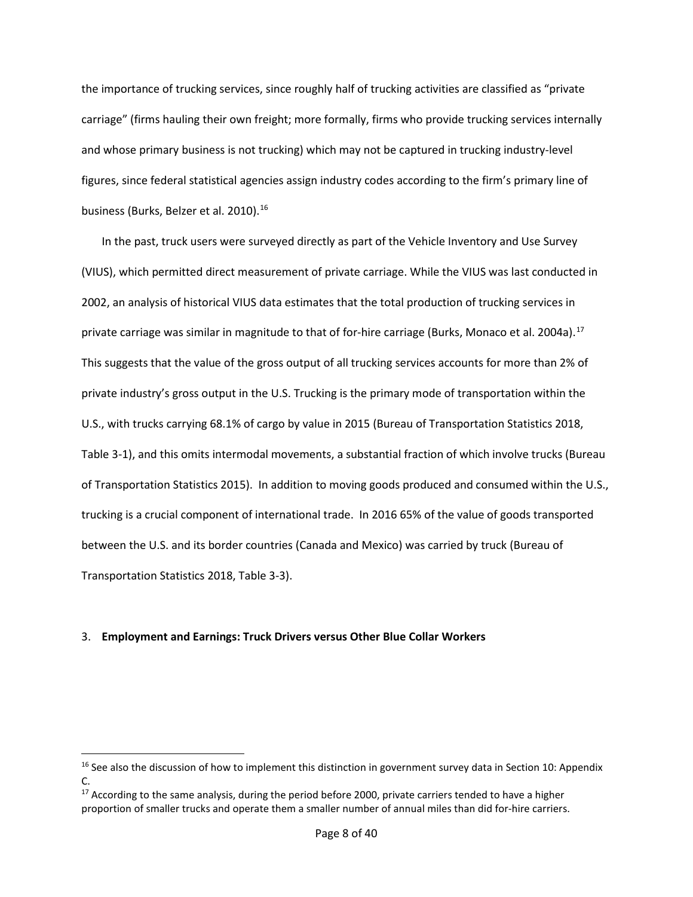the importance of trucking services, since roughly half of trucking activities are classified as "private carriage" (firms hauling their own freight; more formally, firms who provide trucking services internally and whose primary business is not trucking) which may not be captured in trucking industry-level figures, since federal statistical agencies assign industry codes according to the firm's primary line of business (Burks, Belzer et al. 2010).[16]

In the past, truck users were surveyed directly as part of the Vehicle Inventory and Use Survey (VIUS), which permitted direct measurement of private carriage. While the VIUS was last conducted in 2002, an analysis of historical VIUS data estimates that the total production of trucking services in private carriage was similar in magnitude to that of for-hire carriage (Burks, Monaco et al. 2004a).[17] This suggests that the value of the gross output of all trucking services accounts for more than 2% of private industry's gross output in the U.S. Trucking is the primary mode of transportation within the U.S., with trucks carrying 68.1% of cargo by value in 2015 (Bureau of Transportation Statistics 2018, Table 3-1), and this omits intermodal movements, a substantial fraction of which involve trucks (Bureau of Transportation Statistics 2015). In addition to moving goods produced and consumed within the U.S., trucking is a crucial component of international trade. In 2016 65% of the value of goods transported between the U.S. and its border countries (Canada and Mexico) was carried by truck (Bureau of Transportation Statistics 2018, Table 3-3).

## 3. **Employment and Earnings: Truck Drivers versus Other Blue Collar Workers**

[16] See also the discussion of how to implement this distinction in government survey data in Section 10: Appendix C.

[17] According to the same analysis, during the period before 2000, private carriers tended to have a higher proportion of smaller trucks and operate them a smaller number of annual miles than did for-hire carriers.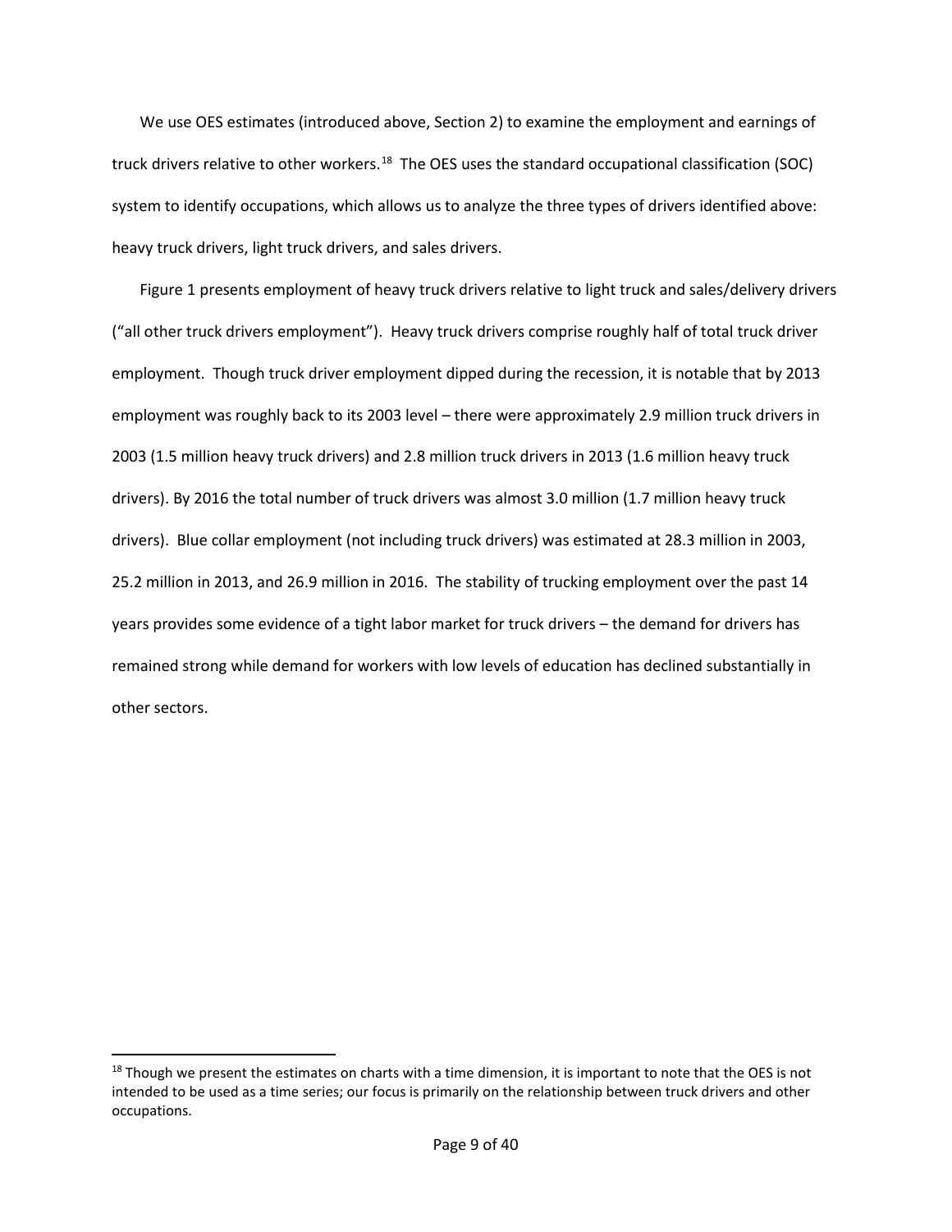We use OES estimates (introduced above, Section 2) to examine the employment and earnings of truck drivers relative to other workers.[18] The OES uses the standard occupational classification (SOC) system to identify occupations, which allows us to analyze the three types of drivers identified above: heavy truck drivers, light truck drivers, and sales drivers.

Figure 1 presents employment of heavy truck drivers relative to light truck and sales/delivery drivers ("all other truck drivers employment"). Heavy truck drivers comprise roughly half of total truck driver employment. Though truck driver employment dipped during the recession, it is notable that by 2013 employment was roughly back to its 2003 level – there were approximately 2.9 million truck drivers in 2003 (1.5 million heavy truck drivers) and 2.8 million truck drivers in 2013 (1.6 million heavy truck drivers). By 2016 the total number of truck drivers was almost 3.0 million (1.7 million heavy truck drivers). Blue collar employment (not including truck drivers) was estimated at 28.3 million in 2003, 25.2 million in 2013, and 26.9 million in 2016. The stability of trucking employment over the past 14 years provides some evidence of a tight labor market for truck drivers – the demand for drivers has remained strong while demand for workers with low levels of education has declined substantially in other sectors.

[18] Though we present the estimates on charts with a time dimension, it is important to note that the OES is not intended to be used as a time series; our focus is primarily on the relationship between truck drivers and other occupations.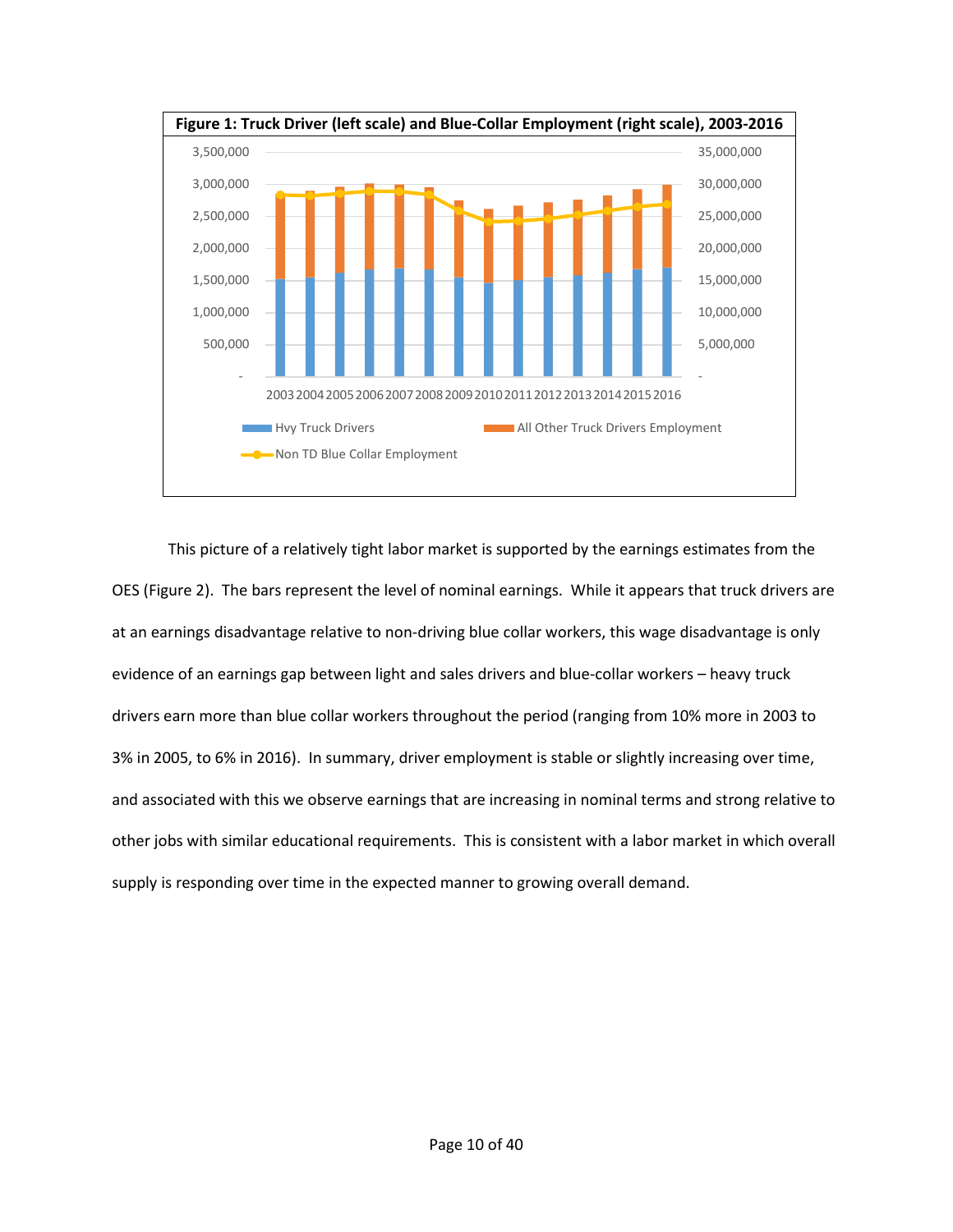**Figure 1: Truck Driver (left scale) and Blue-Collar Employment (right scale), 2003-2016**

This picture of a relatively tight labor market is supported by the earnings estimates from the OES (Figure 2). The bars represent the level of nominal earnings. While it appears that truck drivers are at an earnings disadvantage relative to non-driving blue collar workers, this wage disadvantage is only evidence of an earnings gap between light and sales drivers and blue-collar workers – heavy truck drivers earn more than blue collar workers throughout the period (ranging from 10% more in 2003 to 3% in 2005, to 6% in 2016). In summary, driver employment is stable or slightly increasing over time, and associated with this we observe earnings that are increasing in nominal terms and strong relative to other jobs with similar educational requirements. This is consistent with a labor market in which overall supply is responding over time in the expected manner to growing overall demand.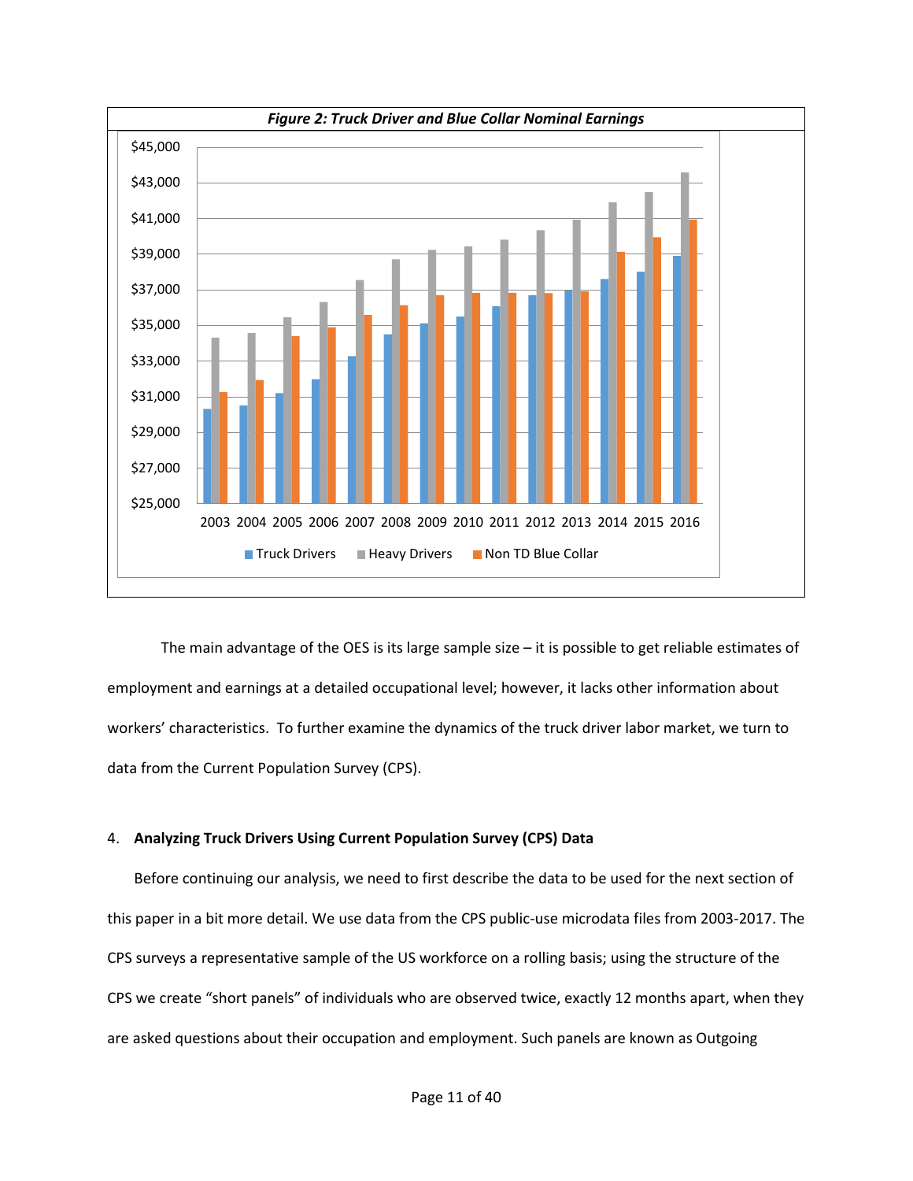*Figure 2: Truck Driver and Blue Collar Nominal Earnings*

The main advantage of the OES is its large sample size – it is possible to get reliable estimates of employment and earnings at a detailed occupational level; however, it lacks other information about workers' characteristics. To further examine the dynamics of the truck driver labor market, we turn to data from the Current Population Survey (CPS).

## 4. Analyzing Truck Drivers Using Current Population Survey (CPS) Data

Before continuing our analysis, we need to first describe the data to be used for the next section of this paper in a bit more detail. We use data from the CPS public-use microdata files from 2003-2017. The CPS surveys a representative sample of the US workforce on a rolling basis; using the structure of the CPS we create "short panels" of individuals who are observed twice, exactly 12 months apart, when they are asked questions about their occupation and employment. Such panels are known as Outgoing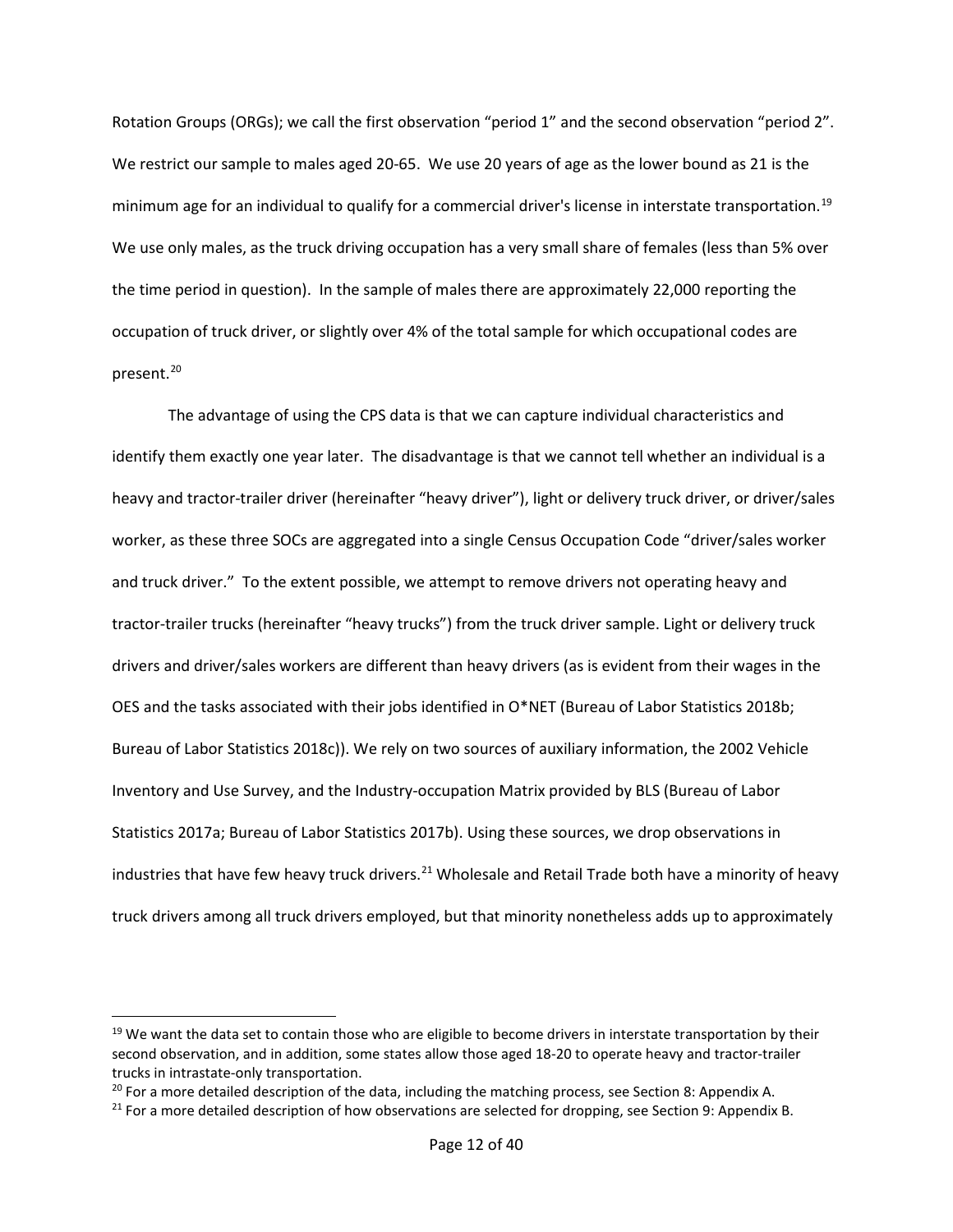Rotation Groups (ORGs); we call the first observation "period 1" and the second observation "period 2". We restrict our sample to males aged 20-65. We use 20 years of age as the lower bound as 21 is the minimum age for an individual to qualify for a commercial driver's license in interstate transportation.[19] We use only males, as the truck driving occupation has a very small share of females (less than 5% over the time period in question). In the sample of males there are approximately 22,000 reporting the occupation of truck driver, or slightly over 4% of the total sample for which occupational codes are present.[20]

The advantage of using the CPS data is that we can capture individual characteristics and identify them exactly one year later. The disadvantage is that we cannot tell whether an individual is a heavy and tractor-trailer driver (hereinafter "heavy driver"), light or delivery truck driver, or driver/sales worker, as these three SOCs are aggregated into a single Census Occupation Code "driver/sales worker and truck driver." To the extent possible, we attempt to remove drivers not operating heavy and tractor-trailer trucks (hereinafter "heavy trucks") from the truck driver sample. Light or delivery truck drivers and driver/sales workers are different than heavy drivers (as is evident from their wages in the OES and the tasks associated with their jobs identified in O*NET (Bureau of Labor Statistics 2018b; Bureau of Labor Statistics 2018c)). We rely on two sources of auxiliary information, the 2002 Vehicle Inventory and Use Survey, and the Industry-occupation Matrix provided by BLS (Bureau of Labor Statistics 2017a; Bureau of Labor Statistics 2017b). Using these sources, we drop observations in industries that have few heavy truck drivers.[21] Wholesale and Retail Trade both have a minority of heavy truck drivers among all truck drivers employed, but that minority nonetheless adds up to approximately

---

[19] We want the data set to contain those who are eligible to become drivers in interstate transportation by their second observation, and in addition, some states allow those aged 18-20 to operate heavy and tractor-trailer trucks in intrastate-only transportation.

[20] For a more detailed description of the data, including the matching process, see Section 8: Appendix A.

[21] For a more detailed description of how observations are selected for dropping, see Section 9: Appendix B.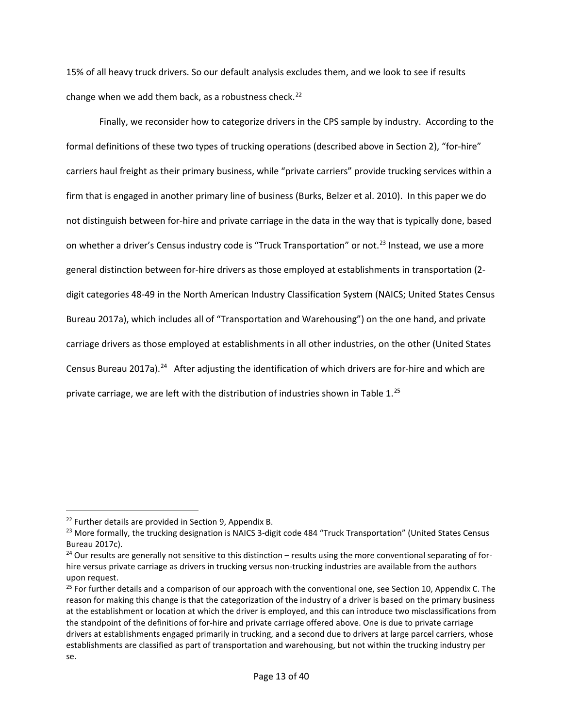15% of all heavy truck drivers. So our default analysis excludes them, and we look to see if results change when we add them back, as a robustness check.[22]

Finally, we reconsider how to categorize drivers in the CPS sample by industry. According to the formal definitions of these two types of trucking operations (described above in Section 2), "for-hire" carriers haul freight as their primary business, while "private carriers" provide trucking services within a firm that is engaged in another primary line of business (Burks, Belzer et al. 2010). In this paper we do not distinguish between for-hire and private carriage in the data in the way that is typically done, based on whether a driver's Census industry code is "Truck Transportation" or not.[23] Instead, we use a more general distinction between for-hire drivers as those employed at establishments in transportation (2-digit categories 48-49 in the North American Industry Classification System (NAICS; United States Census Bureau 2017a), which includes all of "Transportation and Warehousing") on the one hand, and private carriage drivers as those employed at establishments in all other industries, on the other (United States Census Bureau 2017a).[24] After adjusting the identification of which drivers are for-hire and which are private carriage, we are left with the distribution of industries shown in Table 1.[25]

---

[22] Further details are provided in Section 9, Appendix B.

[23] More formally, the trucking designation is NAICS 3-digit code 484 "Truck Transportation" (United States Census Bureau 2017c).

[24] Our results are generally not sensitive to this distinction – results using the more conventional separating of for-hire versus private carriage as drivers in trucking versus non-trucking industries are available from the authors upon request.

[25] For further details and a comparison of our approach with the conventional one, see Section 10, Appendix C. The reason for making this change is that the categorization of the industry of a driver is based on the primary business at the establishment or location at which the driver is employed, and this can introduce two misclassifications from the standpoint of the definitions of for-hire and private carriage offered above. One is due to private carriage drivers at establishments engaged primarily in trucking, and a second due to drivers at large parcel carriers, whose establishments are classified as part of transportation and warehousing, but not within the trucking industry per se.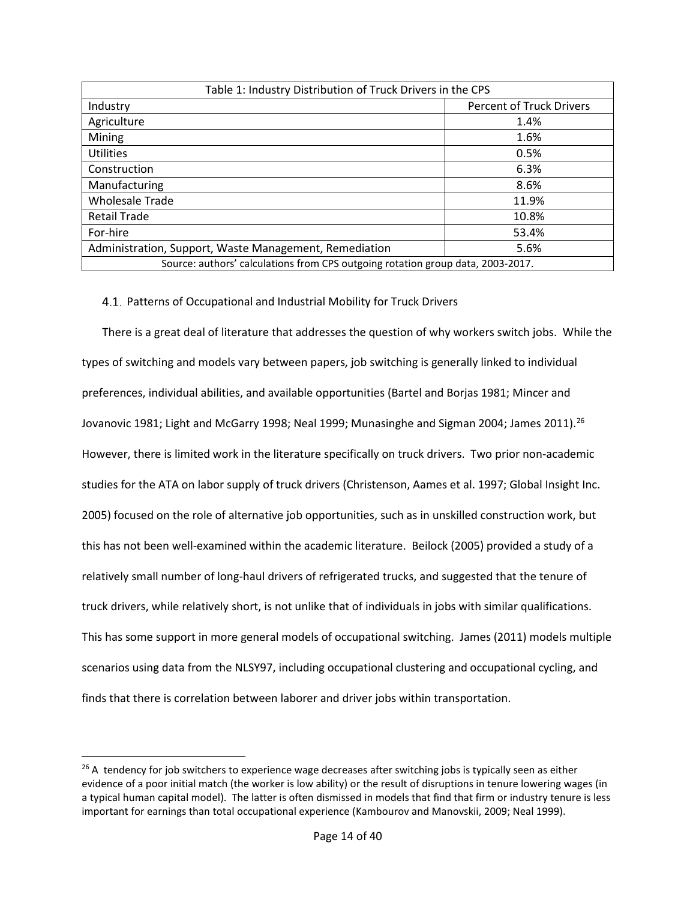| Table 1: Industry Distribution of Truck Drivers in the CPS | |
|---|---|
| Industry | Percent of Truck Drivers |
| Agriculture | 1.4% |
| Mining | 1.6% |
| Utilities | 0.5% |
| Construction | 6.3% |
| Manufacturing | 8.6% |
| Wholesale Trade | 11.9% |
| Retail Trade | 10.8% |
| For-hire | 53.4% |
| Administration, Support, Waste Management, Remediation | 5.6% |
| Source: authors' calculations from CPS outgoing rotation group data, 2003-2017. | |

### 4.1. Patterns of Occupational and Industrial Mobility for Truck Drivers

There is a great deal of literature that addresses the question of why workers switch jobs. While the types of switching and models vary between papers, job switching is generally linked to individual preferences, individual abilities, and available opportunities (Bartel and Borjas 1981; Mincer and Jovanovic 1981; Light and McGarry 1998; Neal 1999; Munasinghe and Sigman 2004; James 2011).[26] However, there is limited work in the literature specifically on truck drivers. Two prior non-academic studies for the ATA on labor supply of truck drivers (Christenson, Aames et al. 1997; Global Insight Inc. 2005) focused on the role of alternative job opportunities, such as in unskilled construction work, but this has not been well-examined within the academic literature. Beilock (2005) provided a study of a relatively small number of long-haul drivers of refrigerated trucks, and suggested that the tenure of truck drivers, while relatively short, is not unlike that of individuals in jobs with similar qualifications. This has some support in more general models of occupational switching. James (2011) models multiple scenarios using data from the NLSY97, including occupational clustering and occupational cycling, and finds that there is correlation between laborer and driver jobs within transportation.

[26] A tendency for job switchers to experience wage decreases after switching jobs is typically seen as either evidence of a poor initial match (the worker is low ability) or the result of disruptions in tenure lowering wages (in a typical human capital model). The latter is often dismissed in models that find that firm or industry tenure is less important for earnings than total occupational experience (Kambourov and Manovskii, 2009; Neal 1999).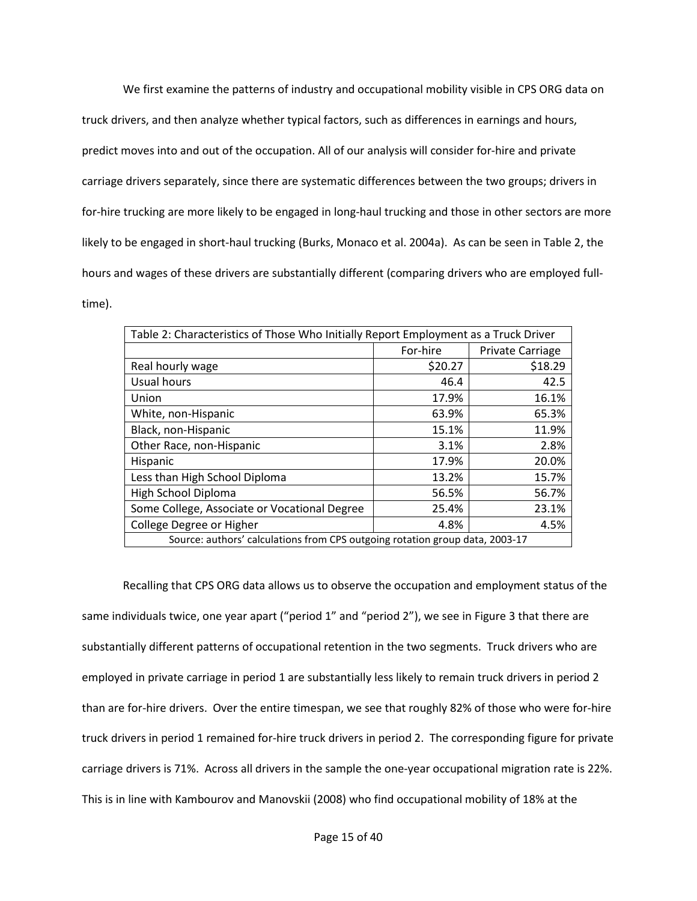We first examine the patterns of industry and occupational mobility visible in CPS ORG data on truck drivers, and then analyze whether typical factors, such as differences in earnings and hours, predict moves into and out of the occupation. All of our analysis will consider for-hire and private carriage drivers separately, since there are systematic differences between the two groups; drivers in for-hire trucking are more likely to be engaged in long-haul trucking and those in other sectors are more likely to be engaged in short-haul trucking (Burks, Monaco et al. 2004a). As can be seen in Table 2, the hours and wages of these drivers are substantially different (comparing drivers who are employed full-time).

| Table 2: Characteristics of Those Who Initially Report Employment as a Truck Driver | | |
|---|---|---|
| | For-hire | Private Carriage |
| Real hourly wage | $20.27 | $18.29 |
| Usual hours | 46.4 | 42.5 |
| Union | 17.9% | 16.1% |
| White, non-Hispanic | 63.9% | 65.3% |
| Black, non-Hispanic | 15.1% | 11.9% |
| Other Race, non-Hispanic | 3.1% | 2.8% |
| Hispanic | 17.9% | 20.0% |
| Less than High School Diploma | 13.2% | 15.7% |
| High School Diploma | 56.5% | 56.7% |
| Some College, Associate or Vocational Degree | 25.4% | 23.1% |
| College Degree or Higher | 4.8% | 4.5% |

Source: authors' calculations from CPS outgoing rotation group data, 2003-17

Recalling that CPS ORG data allows us to observe the occupation and employment status of the same individuals twice, one year apart ("period 1" and "period 2"), we see in Figure 3 that there are substantially different patterns of occupational retention in the two segments. Truck drivers who are employed in private carriage in period 1 are substantially less likely to remain truck drivers in period 2 than are for-hire drivers. Over the entire timespan, we see that roughly 82% of those who were for-hire truck drivers in period 1 remained for-hire truck drivers in period 2. The corresponding figure for private carriage drivers is 71%. Across all drivers in the sample the one-year occupational migration rate is 22%. This is in line with Kambourov and Manovskii (2008) who find occupational mobility of 18% at the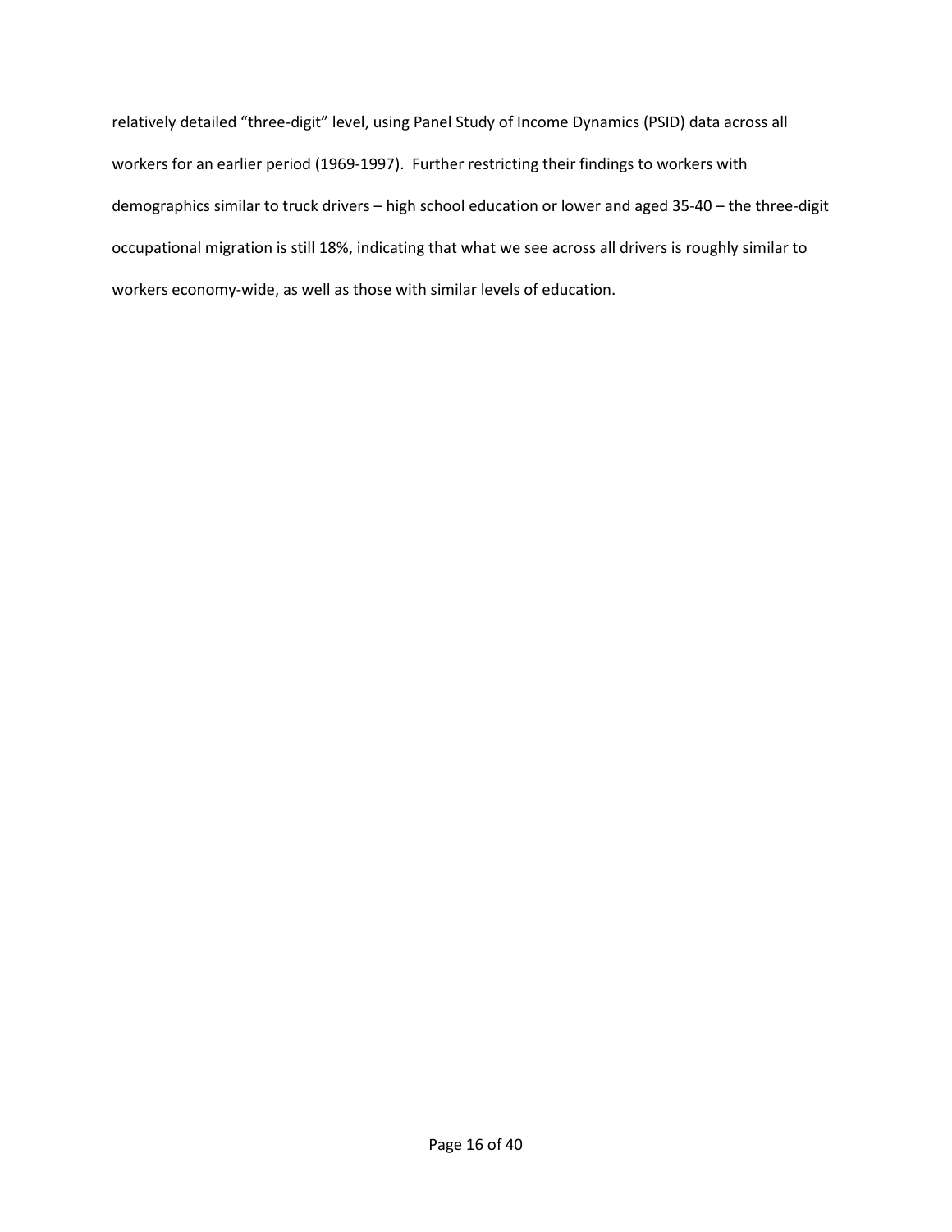relatively detailed “three-digit” level, using Panel Study of Income Dynamics (PSID) data across all workers for an earlier period (1969-1997). Further restricting their findings to workers with demographics similar to truck drivers – high school education or lower and aged 35-40 – the three-digit occupational migration is still 18%, indicating that what we see across all drivers is roughly similar to workers economy-wide, as well as those with similar levels of education.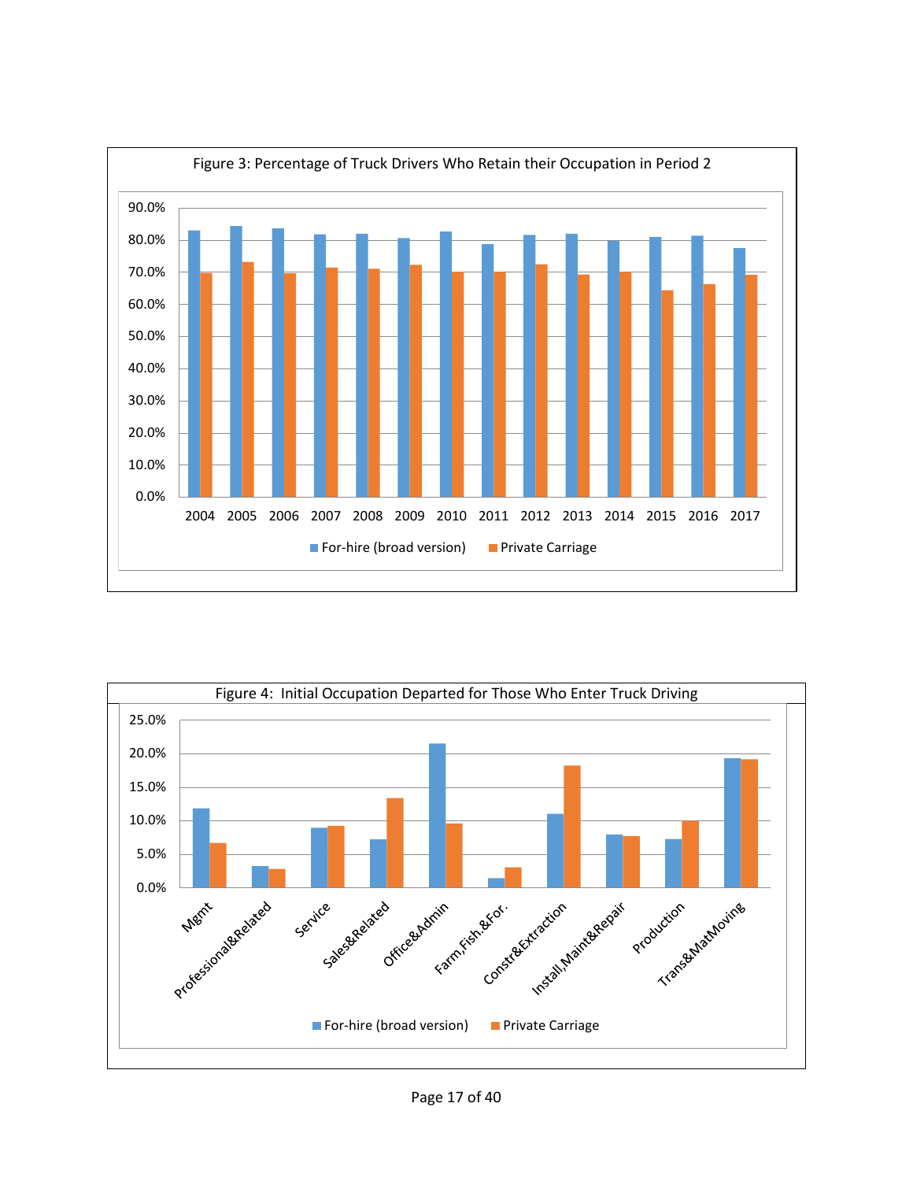Figure 3: Percentage of Truck Drivers Who Retain their Occupation in Period 2

Figure 4: Initial Occupation Departed for Those Who Enter Truck Driving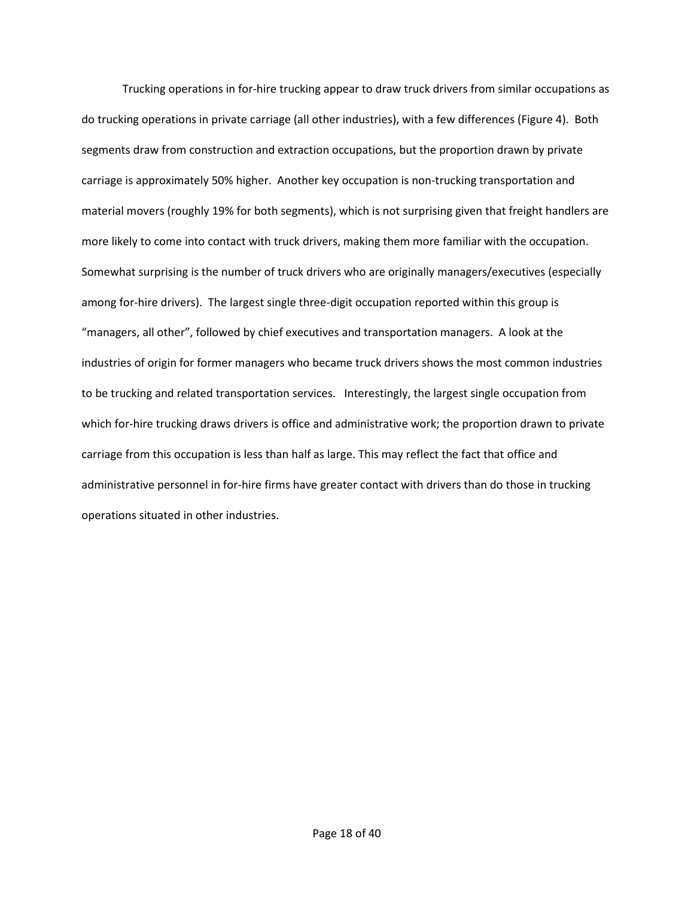Trucking operations in for-hire trucking appear to draw truck drivers from similar occupations as do trucking operations in private carriage (all other industries), with a few differences (Figure 4). Both segments draw from construction and extraction occupations, but the proportion drawn by private carriage is approximately 50% higher. Another key occupation is non-trucking transportation and material movers (roughly 19% for both segments), which is not surprising given that freight handlers are more likely to come into contact with truck drivers, making them more familiar with the occupation. Somewhat surprising is the number of truck drivers who are originally managers/executives (especially among for-hire drivers). The largest single three-digit occupation reported within this group is "managers, all other", followed by chief executives and transportation managers. A look at the industries of origin for former managers who became truck drivers shows the most common industries to be trucking and related transportation services. Interestingly, the largest single occupation from which for-hire trucking draws drivers is office and administrative work; the proportion drawn to private carriage from this occupation is less than half as large. This may reflect the fact that office and administrative personnel in for-hire firms have greater contact with drivers than do those in trucking operations situated in other industries.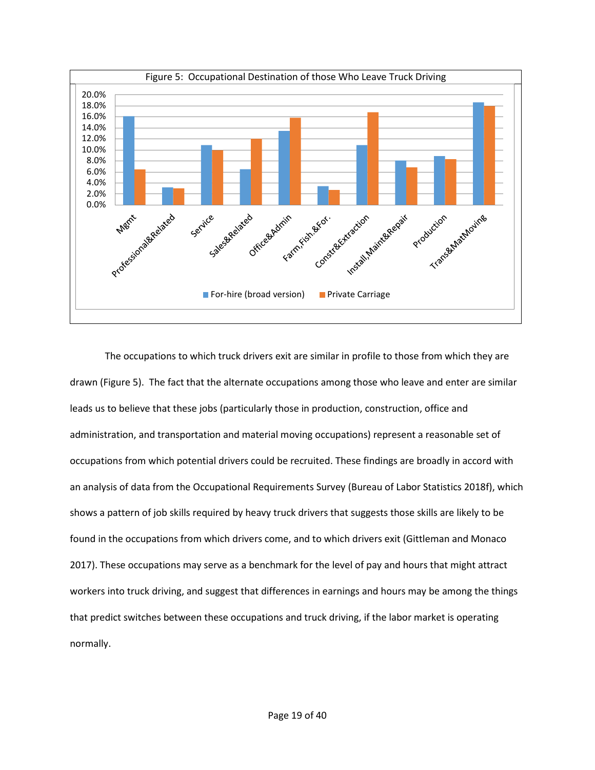Figure 5: Occupational Destination of those Who Leave Truck Driving

The occupations to which truck drivers exit are similar in profile to those from which they are drawn (Figure 5). The fact that the alternate occupations among those who leave and enter are similar leads us to believe that these jobs (particularly those in production, construction, office and administration, and transportation and material moving occupations) represent a reasonable set of occupations from which potential drivers could be recruited. These findings are broadly in accord with an analysis of data from the Occupational Requirements Survey (Bureau of Labor Statistics 2018f), which shows a pattern of job skills required by heavy truck drivers that suggests those skills are likely to be found in the occupations from which drivers come, and to which drivers exit (Gittleman and Monaco 2017). These occupations may serve as a benchmark for the level of pay and hours that might attract workers into truck driving, and suggest that differences in earnings and hours may be among the things that predict switches between these occupations and truck driving, if the labor market is operating normally.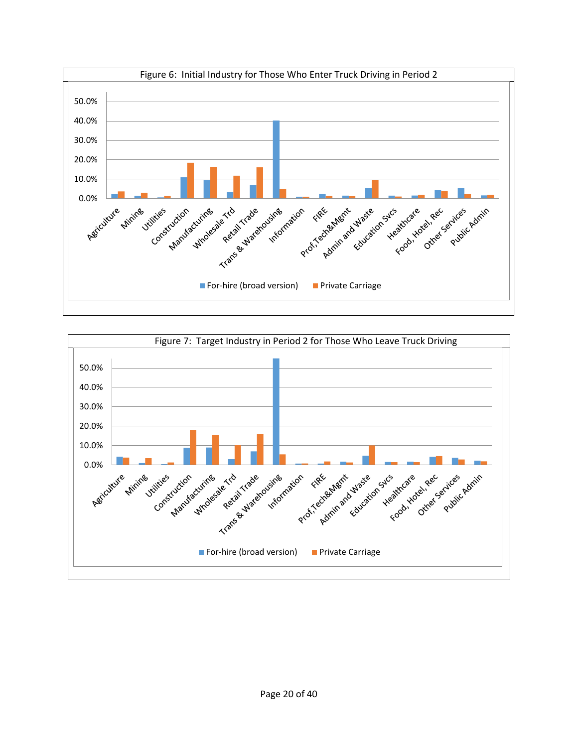Figure 6: Initial Industry for Those Who Enter Truck Driving in Period 2

Figure 7: Target Industry in Period 2 for Those Who Leave Truck Driving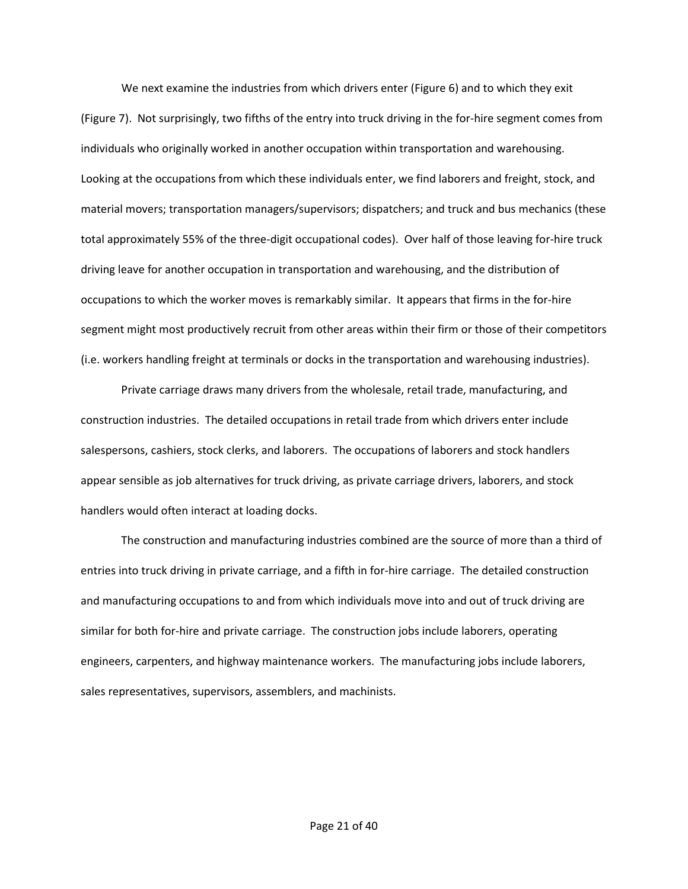We next examine the industries from which drivers enter (Figure 6) and to which they exit (Figure 7). Not surprisingly, two fifths of the entry into truck driving in the for-hire segment comes from individuals who originally worked in another occupation within transportation and warehousing. Looking at the occupations from which these individuals enter, we find laborers and freight, stock, and material movers; transportation managers/supervisors; dispatchers; and truck and bus mechanics (these total approximately 55% of the three-digit occupational codes). Over half of those leaving for-hire truck driving leave for another occupation in transportation and warehousing, and the distribution of occupations to which the worker moves is remarkably similar. It appears that firms in the for-hire segment might most productively recruit from other areas within their firm or those of their competitors (i.e. workers handling freight at terminals or docks in the transportation and warehousing industries).

Private carriage draws many drivers from the wholesale, retail trade, manufacturing, and construction industries. The detailed occupations in retail trade from which drivers enter include salespersons, cashiers, stock clerks, and laborers. The occupations of laborers and stock handlers appear sensible as job alternatives for truck driving, as private carriage drivers, laborers, and stock handlers would often interact at loading docks.

The construction and manufacturing industries combined are the source of more than a third of entries into truck driving in private carriage, and a fifth in for-hire carriage. The detailed construction and manufacturing occupations to and from which individuals move into and out of truck driving are similar for both for-hire and private carriage. The construction jobs include laborers, operating engineers, carpenters, and highway maintenance workers. The manufacturing jobs include laborers, sales representatives, supervisors, assemblers, and machinists.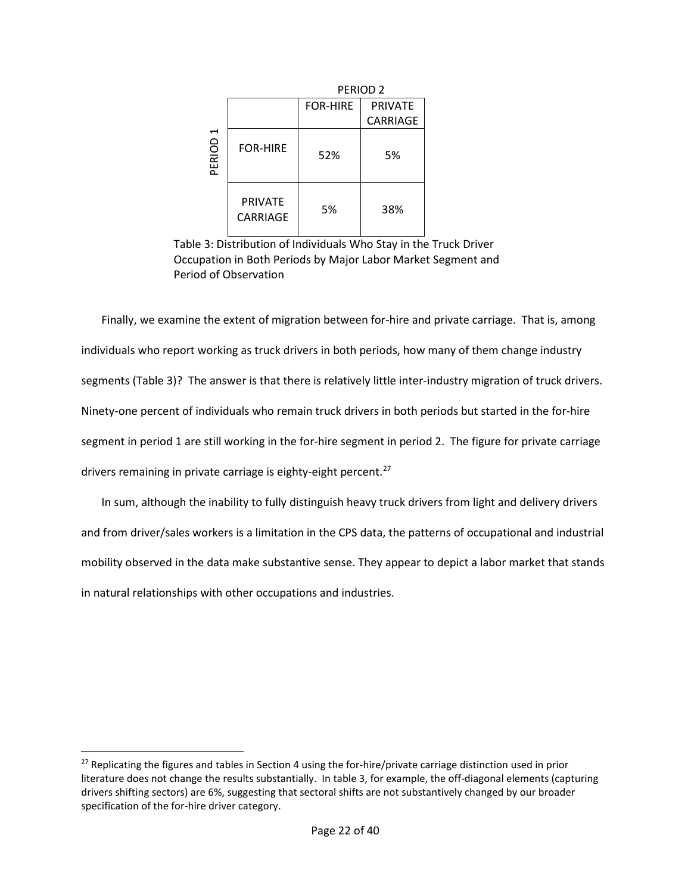| | | PERIOD 2 | |
|---|---|---|---|
| | | FOR-HIRE | PRIVATE CARRIAGE |
| PERIOD 1 | FOR-HIRE | 52% | 5% |
| | PRIVATE CARRIAGE | 5% | 38% |

Table 3: Distribution of Individuals Who Stay in the Truck Driver Occupation in Both Periods by Major Labor Market Segment and Period of Observation

Finally, we examine the extent of migration between for-hire and private carriage. That is, among individuals who report working as truck drivers in both periods, how many of them change industry segments (Table 3)? The answer is that there is relatively little inter-industry migration of truck drivers. Ninety-one percent of individuals who remain truck drivers in both periods but started in the for-hire segment in period 1 are still working in the for-hire segment in period 2. The figure for private carriage drivers remaining in private carriage is eighty-eight percent.[27]

In sum, although the inability to fully distinguish heavy truck drivers from light and delivery drivers and from driver/sales workers is a limitation in the CPS data, the patterns of occupational and industrial mobility observed in the data make substantive sense. They appear to depict a labor market that stands in natural relationships with other occupations and industries.

[27] Replicating the figures and tables in Section 4 using the for-hire/private carriage distinction used in prior literature does not change the results substantially. In table 3, for example, the off-diagonal elements (capturing drivers shifting sectors) are 6%, suggesting that sectoral shifts are not substantively changed by our broader specification of the for-hire driver category.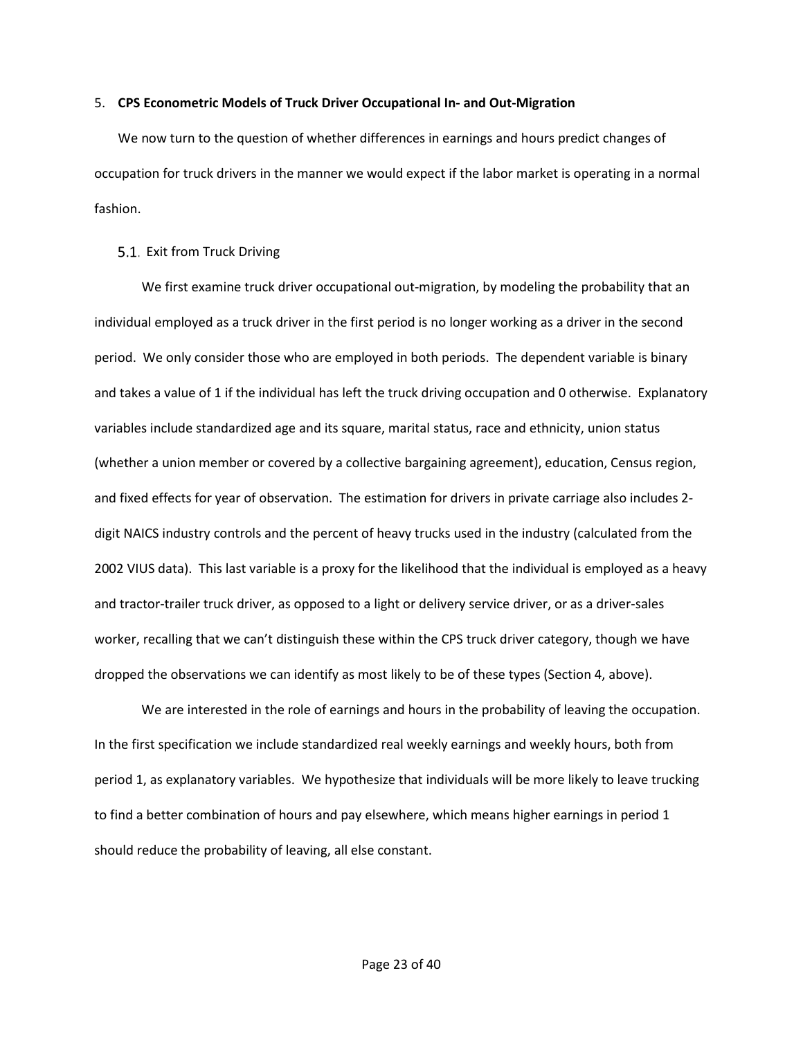## 5. **CPS Econometric Models of Truck Driver Occupational In- and Out-Migration**

We now turn to the question of whether differences in earnings and hours predict changes of occupation for truck drivers in the manner we would expect if the labor market is operating in a normal fashion.

### 5.1. Exit from Truck Driving

We first examine truck driver occupational out-migration, by modeling the probability that an individual employed as a truck driver in the first period is no longer working as a driver in the second period. We only consider those who are employed in both periods. The dependent variable is binary and takes a value of 1 if the individual has left the truck driving occupation and 0 otherwise. Explanatory variables include standardized age and its square, marital status, race and ethnicity, union status (whether a union member or covered by a collective bargaining agreement), education, Census region, and fixed effects for year of observation. The estimation for drivers in private carriage also includes 2-digit NAICS industry controls and the percent of heavy trucks used in the industry (calculated from the 2002 VIUS data). This last variable is a proxy for the likelihood that the individual is employed as a heavy and tractor-trailer truck driver, as opposed to a light or delivery service driver, or as a driver-sales worker, recalling that we can't distinguish these within the CPS truck driver category, though we have dropped the observations we can identify as most likely to be of these types (Section 4, above).

We are interested in the role of earnings and hours in the probability of leaving the occupation. In the first specification we include standardized real weekly earnings and weekly hours, both from period 1, as explanatory variables. We hypothesize that individuals will be more likely to leave trucking to find a better combination of hours and pay elsewhere, which means higher earnings in period 1 should reduce the probability of leaving, all else constant.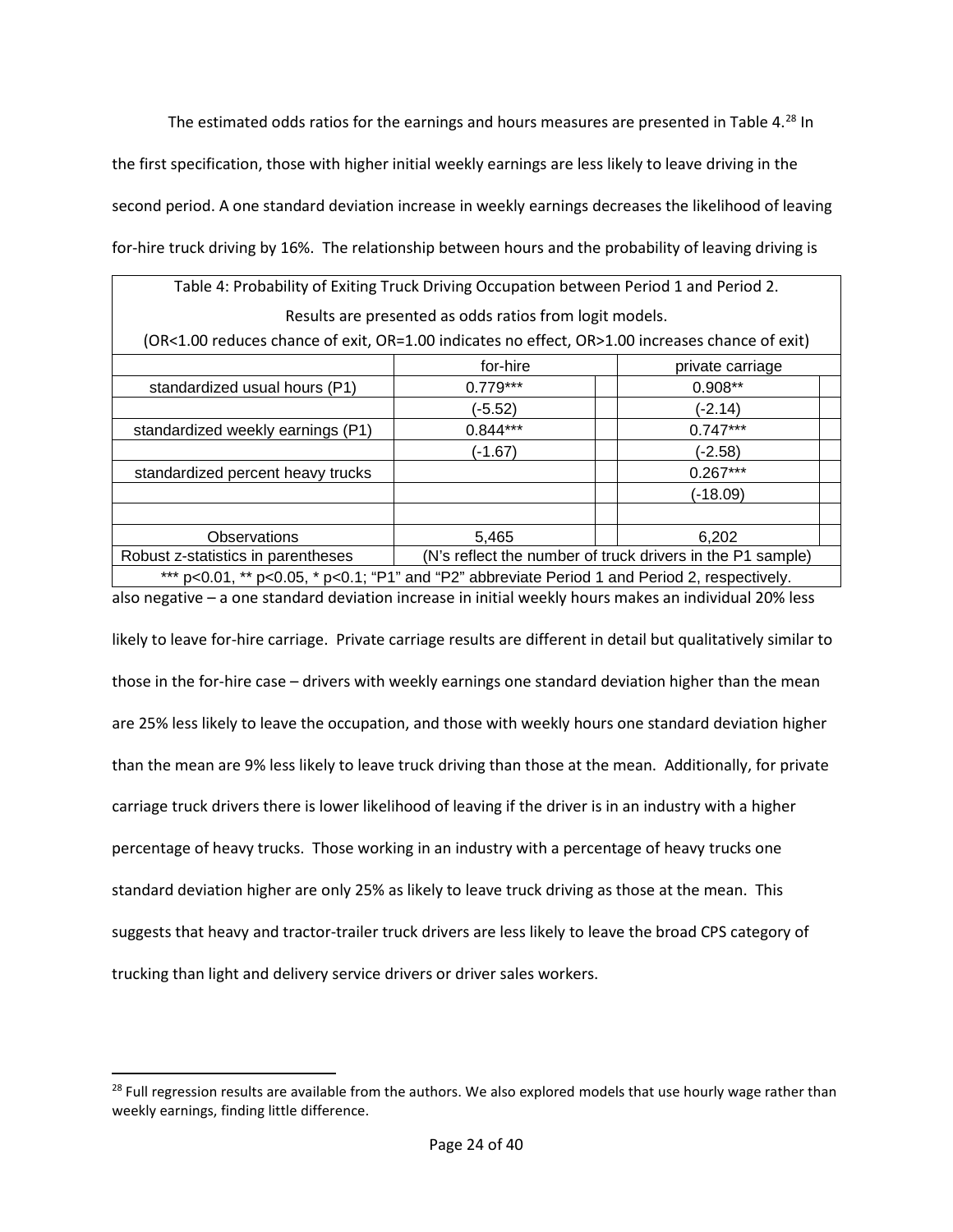The estimated odds ratios for the earnings and hours measures are presented in Table 4.[28] In the first specification, those with higher initial weekly earnings are less likely to leave driving in the second period. A one standard deviation increase in weekly earnings decreases the likelihood of leaving for-hire truck driving by 16%. The relationship between hours and the probability of leaving driving is also negative – a one standard deviation increase in initial weekly hours makes an individual 20% less likely to leave for-hire carriage. Private carriage results are different in detail but qualitatively similar to those in the for-hire case – drivers with weekly earnings one standard deviation higher than the mean are 25% less likely to leave the occupation, and those with weekly hours one standard deviation higher than the mean are 9% less likely to leave truck driving than those at the mean. Additionally, for private carriage truck drivers there is lower likelihood of leaving if the driver is in an industry with a higher percentage of heavy trucks. Those working in an industry with a percentage of heavy trucks one standard deviation higher are only 25% as likely to leave truck driving as those at the mean. This suggests that heavy and tractor-trailer truck drivers are less likely to leave the broad CPS category of trucking than light and delivery service drivers or driver sales workers.

Table 4: Probability of Exiting Truck Driving Occupation between Period 1 and Period 2.
Results are presented as odds ratios from logit models.
(OR<1.00 reduces chance of exit, OR=1.00 indicates no effect, OR>1.00 increases chance of exit)

| | for-hire | private carriage |
|---|---|---|
| standardized usual hours (P1) | 0.779*** | 0.908** |
| | (-5.52) | (-2.14) |
| standardized weekly earnings (P1) | 0.844*** | 0.747*** |
| | (-1.67) | (-2.58) |
| standardized percent heavy trucks | | 0.267*** |
| | | (-18.09) |
| | | |
| Observations | 5,465 | 6,202 |
| Robust z-statistics in parentheses | (N's reflect the number of truck drivers in the P1 sample) | |

*** p<0.01, ** p<0.05, * p<0.1; "P1" and "P2" abbreviate Period 1 and Period 2, respectively.

[28] Full regression results are available from the authors. We also explored models that use hourly wage rather than weekly earnings, finding little difference.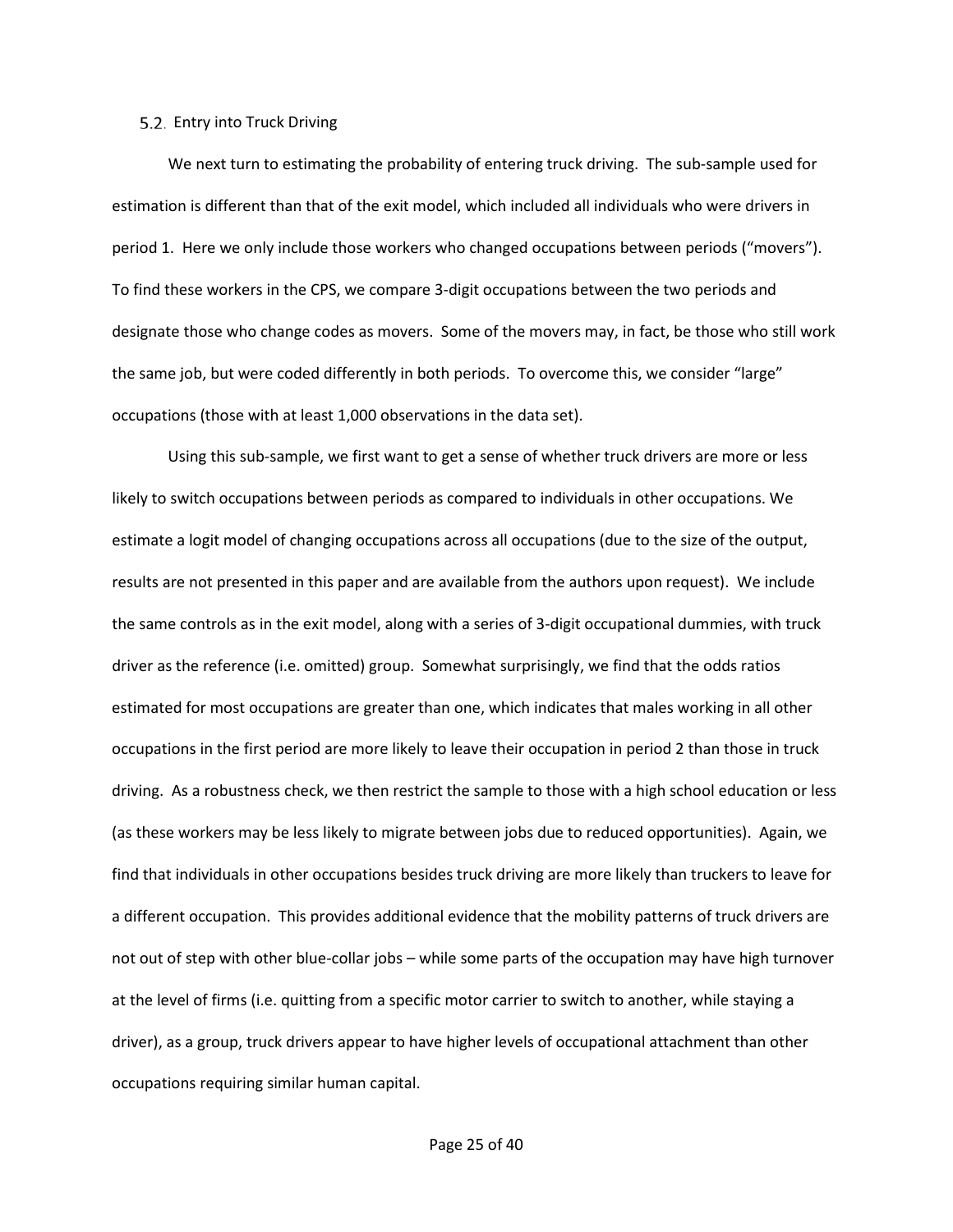### 5.2. Entry into Truck Driving

We next turn to estimating the probability of entering truck driving. The sub-sample used for estimation is different than that of the exit model, which included all individuals who were drivers in period 1. Here we only include those workers who changed occupations between periods ("movers"). To find these workers in the CPS, we compare 3-digit occupations between the two periods and designate those who change codes as movers. Some of the movers may, in fact, be those who still work the same job, but were coded differently in both periods. To overcome this, we consider "large" occupations (those with at least 1,000 observations in the data set).

Using this sub-sample, we first want to get a sense of whether truck drivers are more or less likely to switch occupations between periods as compared to individuals in other occupations. We estimate a logit model of changing occupations across all occupations (due to the size of the output, results are not presented in this paper and are available from the authors upon request). We include the same controls as in the exit model, along with a series of 3-digit occupational dummies, with truck driver as the reference (i.e. omitted) group. Somewhat surprisingly, we find that the odds ratios estimated for most occupations are greater than one, which indicates that males working in all other occupations in the first period are more likely to leave their occupation in period 2 than those in truck driving. As a robustness check, we then restrict the sample to those with a high school education or less (as these workers may be less likely to migrate between jobs due to reduced opportunities). Again, we find that individuals in other occupations besides truck driving are more likely than truckers to leave for a different occupation. This provides additional evidence that the mobility patterns of truck drivers are not out of step with other blue-collar jobs – while some parts of the occupation may have high turnover at the level of firms (i.e. quitting from a specific motor carrier to switch to another, while staying a driver), as a group, truck drivers appear to have higher levels of occupational attachment than other occupations requiring similar human capital.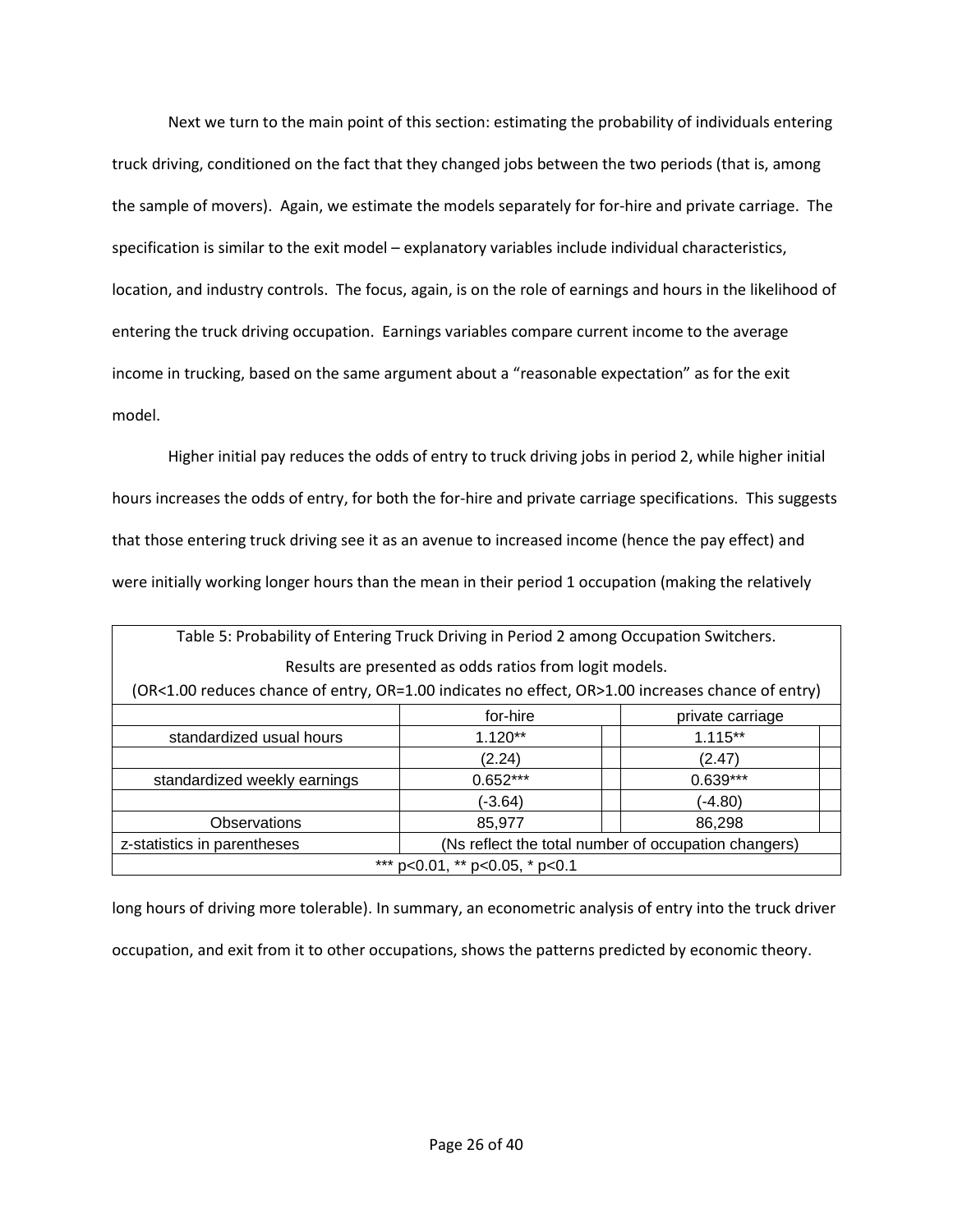Next we turn to the main point of this section: estimating the probability of individuals entering truck driving, conditioned on the fact that they changed jobs between the two periods (that is, among the sample of movers). Again, we estimate the models separately for for-hire and private carriage. The specification is similar to the exit model – explanatory variables include individual characteristics, location, and industry controls. The focus, again, is on the role of earnings and hours in the likelihood of entering the truck driving occupation. Earnings variables compare current income to the average income in trucking, based on the same argument about a "reasonable expectation" as for the exit model.

Higher initial pay reduces the odds of entry to truck driving jobs in period 2, while higher initial hours increases the odds of entry, for both the for-hire and private carriage specifications. This suggests that those entering truck driving see it as an avenue to increased income (hence the pay effect) and were initially working longer hours than the mean in their period 1 occupation (making the relatively long hours of driving more tolerable). In summary, an econometric analysis of entry into the truck driver occupation, and exit from it to other occupations, shows the patterns predicted by economic theory.

Table 5: Probability of Entering Truck Driving in Period 2 among Occupation Switchers.
Results are presented as odds ratios from logit models.
(OR<1.00 reduces chance of entry, OR=1.00 indicates no effect, OR>1.00 increases chance of entry)

| | for-hire | private carriage |
|---|---|---|
| standardized usual hours | 1.120** | 1.115** |
| | (2.24) | (2.47) |
| standardized weekly earnings | 0.652*** | 0.639*** |
| | (-3.64) | (-4.80) |
| Observations | 85,977 | 86,298 |
| z-statistics in parentheses | (Ns reflect the total number of occupation changers) | |

*** p<0.01, ** p<0.05, * p<0.1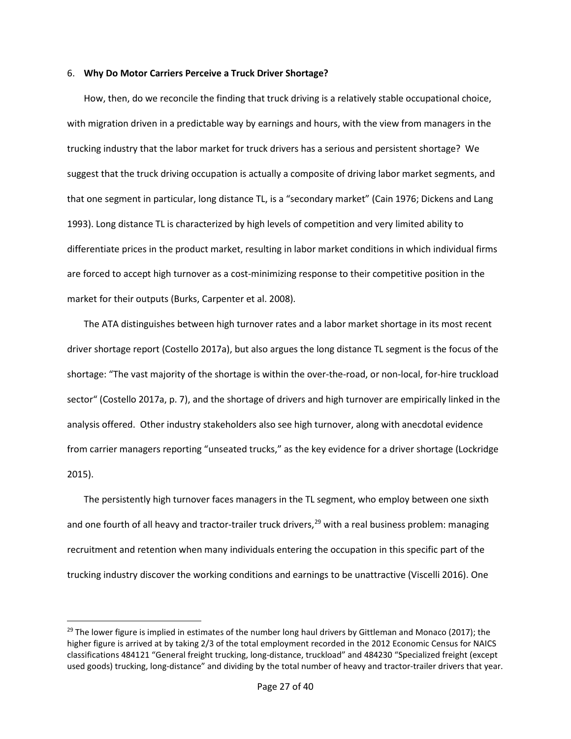## 6. **Why Do Motor Carriers Perceive a Truck Driver Shortage?**

How, then, do we reconcile the finding that truck driving is a relatively stable occupational choice, with migration driven in a predictable way by earnings and hours, with the view from managers in the trucking industry that the labor market for truck drivers has a serious and persistent shortage? We suggest that the truck driving occupation is actually a composite of driving labor market segments, and that one segment in particular, long distance TL, is a "secondary market" (Cain 1976; Dickens and Lang 1993). Long distance TL is characterized by high levels of competition and very limited ability to differentiate prices in the product market, resulting in labor market conditions in which individual firms are forced to accept high turnover as a cost-minimizing response to their competitive position in the market for their outputs (Burks, Carpenter et al. 2008).

The ATA distinguishes between high turnover rates and a labor market shortage in its most recent driver shortage report (Costello 2017a), but also argues the long distance TL segment is the focus of the shortage: "The vast majority of the shortage is within the over-the-road, or non-local, for-hire truckload sector" (Costello 2017a, p. 7), and the shortage of drivers and high turnover are empirically linked in the analysis offered. Other industry stakeholders also see high turnover, along with anecdotal evidence from carrier managers reporting "unseated trucks," as the key evidence for a driver shortage (Lockridge 2015).

The persistently high turnover faces managers in the TL segment, who employ between one sixth and one fourth of all heavy and tractor-trailer truck drivers,[29] with a real business problem: managing recruitment and retention when many individuals entering the occupation in this specific part of the trucking industry discover the working conditions and earnings to be unattractive (Viscelli 2016). One

[29] The lower figure is implied in estimates of the number long haul drivers by Gittleman and Monaco (2017); the higher figure is arrived at by taking 2/3 of the total employment recorded in the 2012 Economic Census for NAICS classifications 484121 "General freight trucking, long-distance, truckload" and 484230 "Specialized freight (except used goods) trucking, long-distance" and dividing by the total number of heavy and tractor-trailer drivers that year.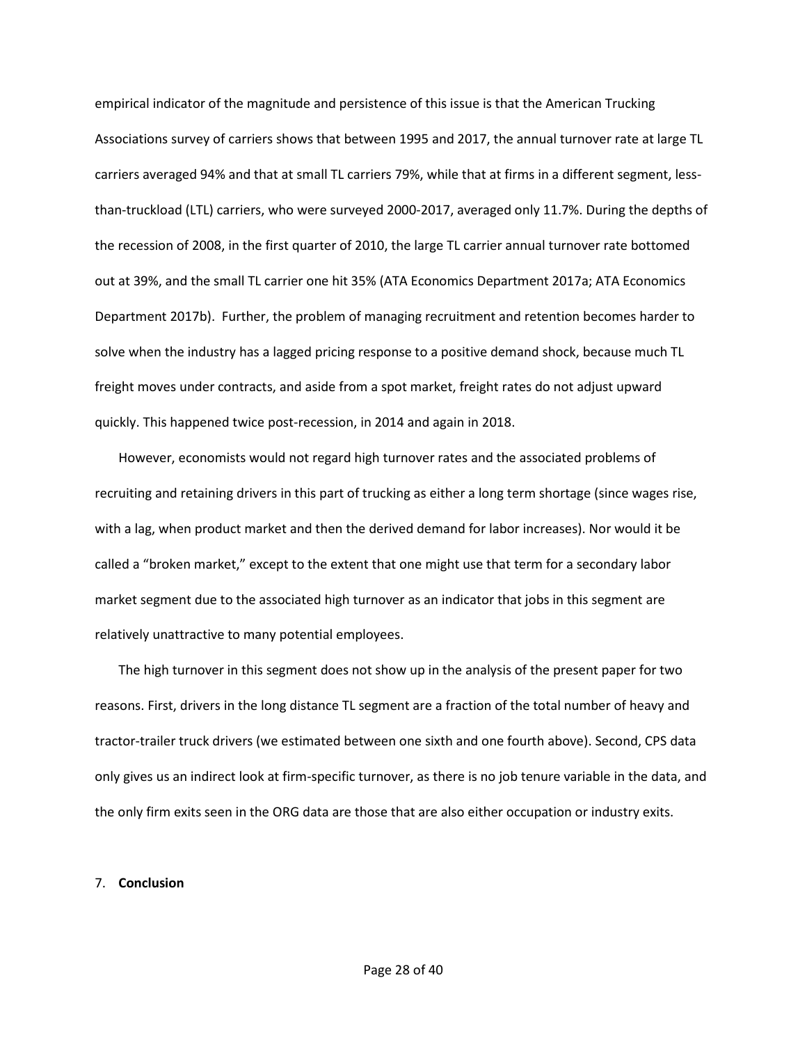empirical indicator of the magnitude and persistence of this issue is that the American Trucking Associations survey of carriers shows that between 1995 and 2017, the annual turnover rate at large TL carriers averaged 94% and that at small TL carriers 79%, while that at firms in a different segment, less-than-truckload (LTL) carriers, who were surveyed 2000-2017, averaged only 11.7%. During the depths of the recession of 2008, in the first quarter of 2010, the large TL carrier annual turnover rate bottomed out at 39%, and the small TL carrier one hit 35% (ATA Economics Department 2017a; ATA Economics Department 2017b). Further, the problem of managing recruitment and retention becomes harder to solve when the industry has a lagged pricing response to a positive demand shock, because much TL freight moves under contracts, and aside from a spot market, freight rates do not adjust upward quickly. This happened twice post-recession, in 2014 and again in 2018.

However, economists would not regard high turnover rates and the associated problems of recruiting and retaining drivers in this part of trucking as either a long term shortage (since wages rise, with a lag, when product market and then the derived demand for labor increases). Nor would it be called a "broken market," except to the extent that one might use that term for a secondary labor market segment due to the associated high turnover as an indicator that jobs in this segment are relatively unattractive to many potential employees.

The high turnover in this segment does not show up in the analysis of the present paper for two reasons. First, drivers in the long distance TL segment are a fraction of the total number of heavy and tractor-trailer truck drivers (we estimated between one sixth and one fourth above). Second, CPS data only gives us an indirect look at firm-specific turnover, as there is no job tenure variable in the data, and the only firm exits seen in the ORG data are those that are also either occupation or industry exits.

## 7. **Conclusion**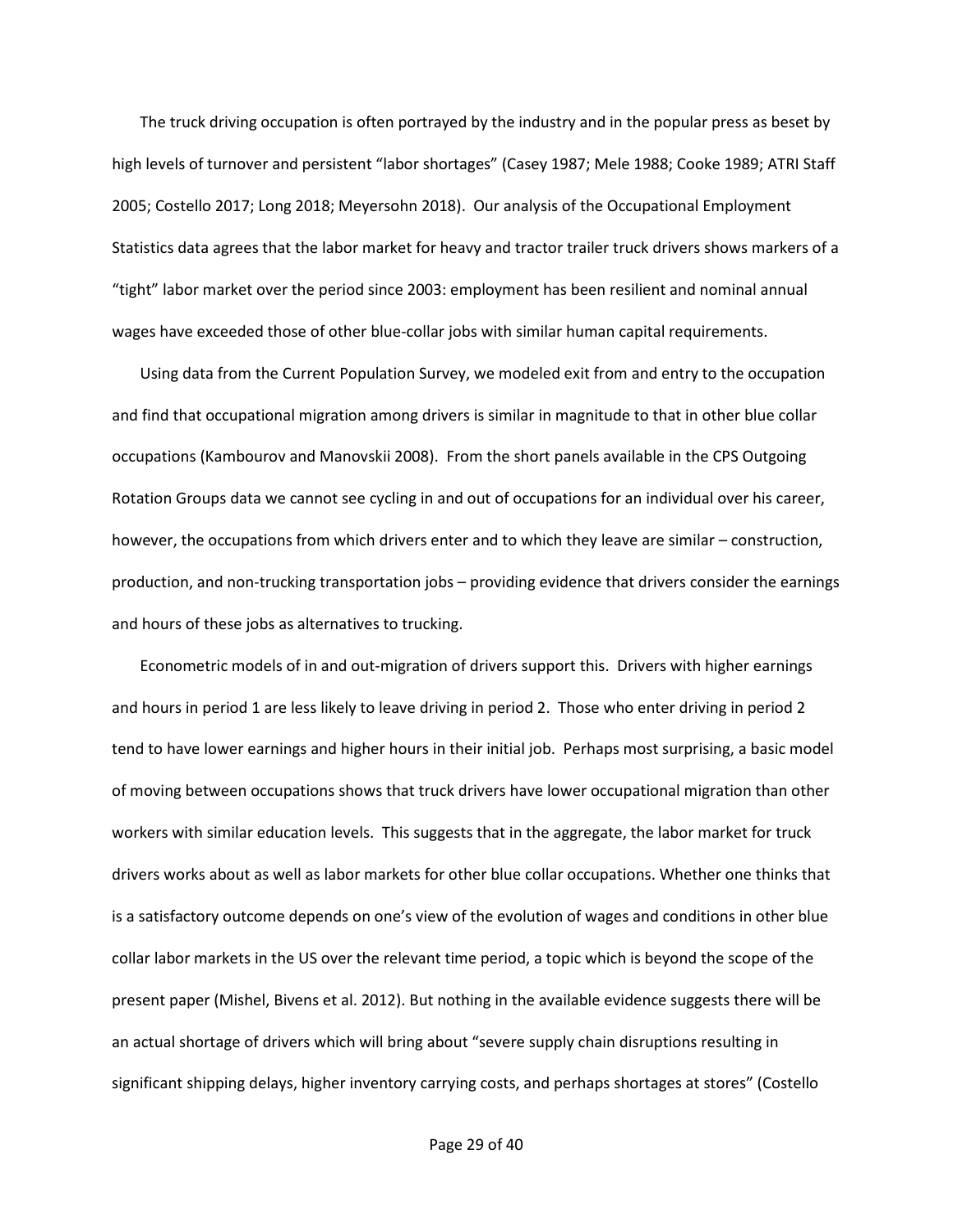The truck driving occupation is often portrayed by the industry and in the popular press as beset by high levels of turnover and persistent "labor shortages" (Casey 1987; Mele 1988; Cooke 1989; ATRI Staff 2005; Costello 2017; Long 2018; Meyersohn 2018). Our analysis of the Occupational Employment Statistics data agrees that the labor market for heavy and tractor trailer truck drivers shows markers of a "tight" labor market over the period since 2003: employment has been resilient and nominal annual wages have exceeded those of other blue-collar jobs with similar human capital requirements.

Using data from the Current Population Survey, we modeled exit from and entry to the occupation and find that occupational migration among drivers is similar in magnitude to that in other blue collar occupations (Kambourov and Manovskii 2008). From the short panels available in the CPS Outgoing Rotation Groups data we cannot see cycling in and out of occupations for an individual over his career, however, the occupations from which drivers enter and to which they leave are similar – construction, production, and non-trucking transportation jobs – providing evidence that drivers consider the earnings and hours of these jobs as alternatives to trucking.

Econometric models of in and out-migration of drivers support this. Drivers with higher earnings and hours in period 1 are less likely to leave driving in period 2. Those who enter driving in period 2 tend to have lower earnings and higher hours in their initial job. Perhaps most surprising, a basic model of moving between occupations shows that truck drivers have lower occupational migration than other workers with similar education levels. This suggests that in the aggregate, the labor market for truck drivers works about as well as labor markets for other blue collar occupations. Whether one thinks that is a satisfactory outcome depends on one's view of the evolution of wages and conditions in other blue collar labor markets in the US over the relevant time period, a topic which is beyond the scope of the present paper (Mishel, Bivens et al. 2012). But nothing in the available evidence suggests there will be an actual shortage of drivers which will bring about "severe supply chain disruptions resulting in significant shipping delays, higher inventory carrying costs, and perhaps shortages at stores" (Costello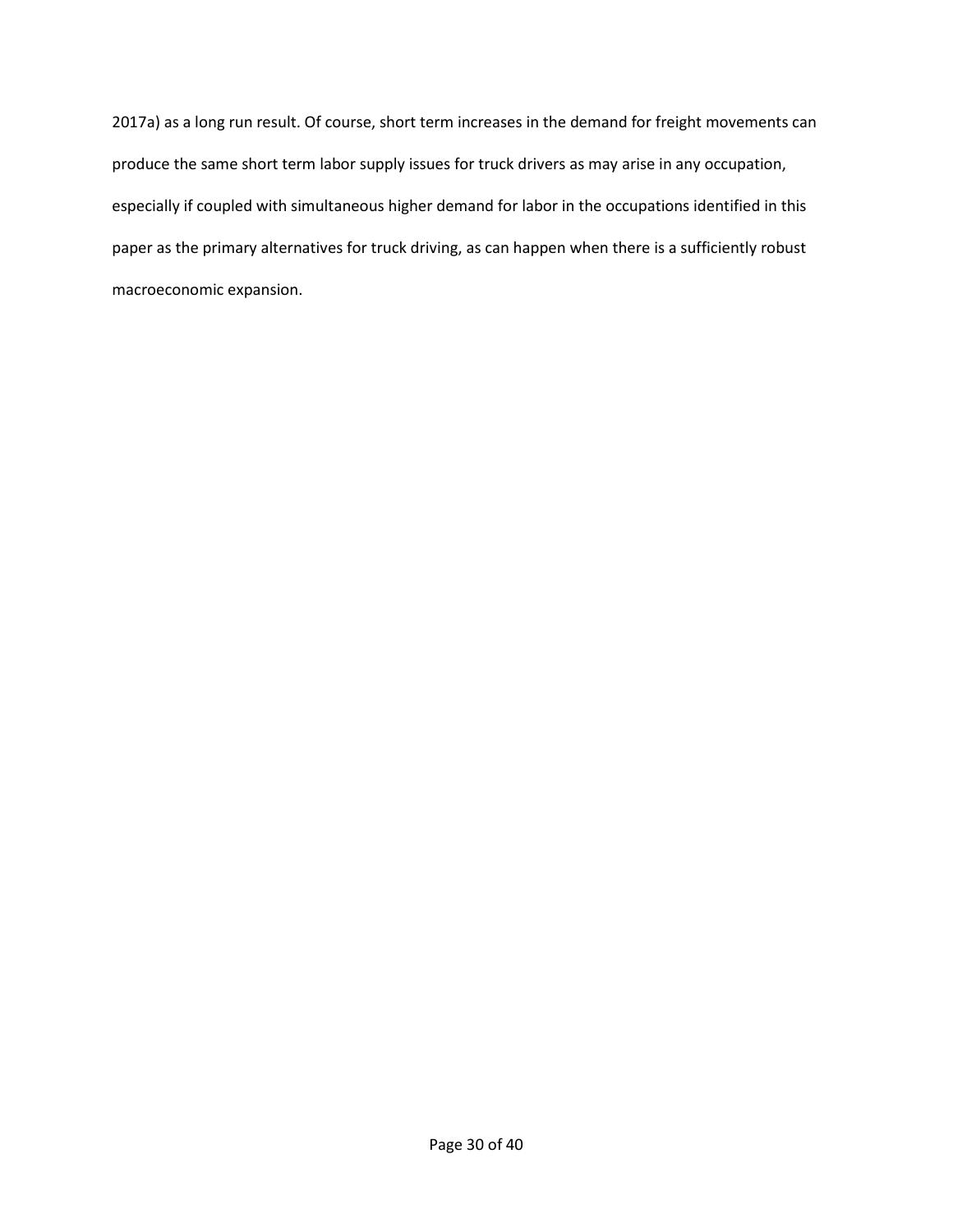2017a) as a long run result. Of course, short term increases in the demand for freight movements can produce the same short term labor supply issues for truck drivers as may arise in any occupation, especially if coupled with simultaneous higher demand for labor in the occupations identified in this paper as the primary alternatives for truck driving, as can happen when there is a sufficiently robust macroeconomic expansion.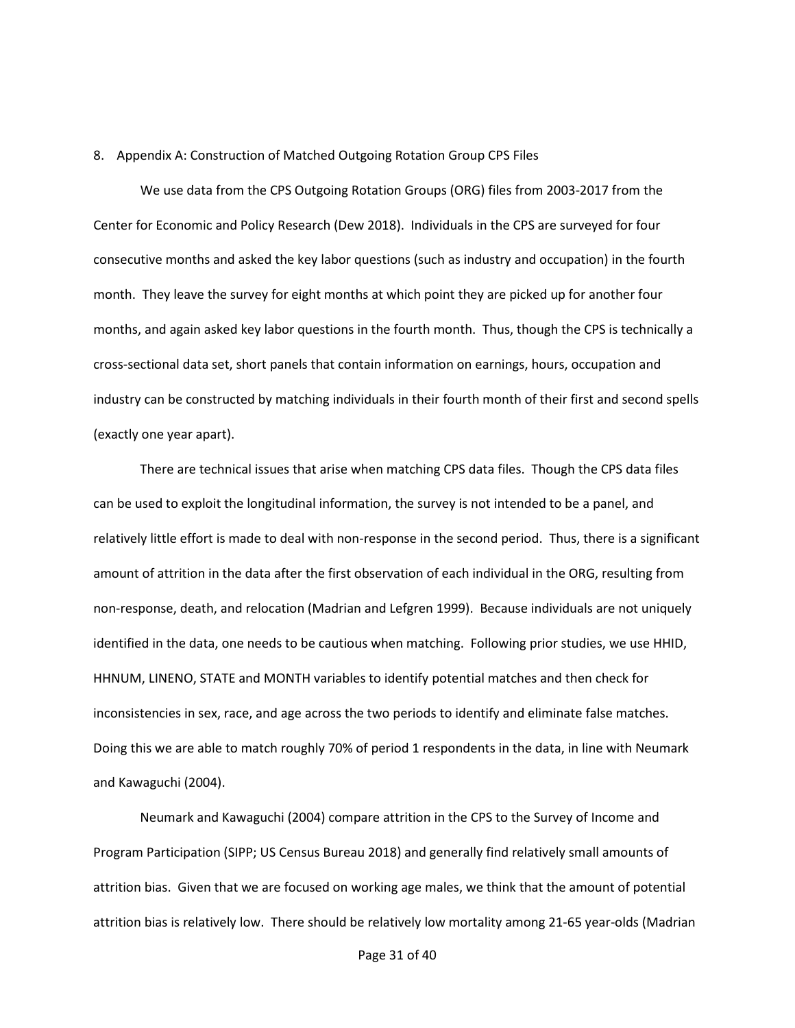## 8. Appendix A: Construction of Matched Outgoing Rotation Group CPS Files

We use data from the CPS Outgoing Rotation Groups (ORG) files from 2003-2017 from the Center for Economic and Policy Research (Dew 2018). Individuals in the CPS are surveyed for four consecutive months and asked the key labor questions (such as industry and occupation) in the fourth month. They leave the survey for eight months at which point they are picked up for another four months, and again asked key labor questions in the fourth month. Thus, though the CPS is technically a cross-sectional data set, short panels that contain information on earnings, hours, occupation and industry can be constructed by matching individuals in their fourth month of their first and second spells (exactly one year apart).

There are technical issues that arise when matching CPS data files. Though the CPS data files can be used to exploit the longitudinal information, the survey is not intended to be a panel, and relatively little effort is made to deal with non-response in the second period. Thus, there is a significant amount of attrition in the data after the first observation of each individual in the ORG, resulting from non-response, death, and relocation (Madrian and Lefgren 1999). Because individuals are not uniquely identified in the data, one needs to be cautious when matching. Following prior studies, we use HHID, HHNUM, LINENO, STATE and MONTH variables to identify potential matches and then check for inconsistencies in sex, race, and age across the two periods to identify and eliminate false matches. Doing this we are able to match roughly 70% of period 1 respondents in the data, in line with Neumark and Kawaguchi (2004).

Neumark and Kawaguchi (2004) compare attrition in the CPS to the Survey of Income and Program Participation (SIPP; US Census Bureau 2018) and generally find relatively small amounts of attrition bias. Given that we are focused on working age males, we think that the amount of potential attrition bias is relatively low. There should be relatively low mortality among 21-65 year-olds (Madrian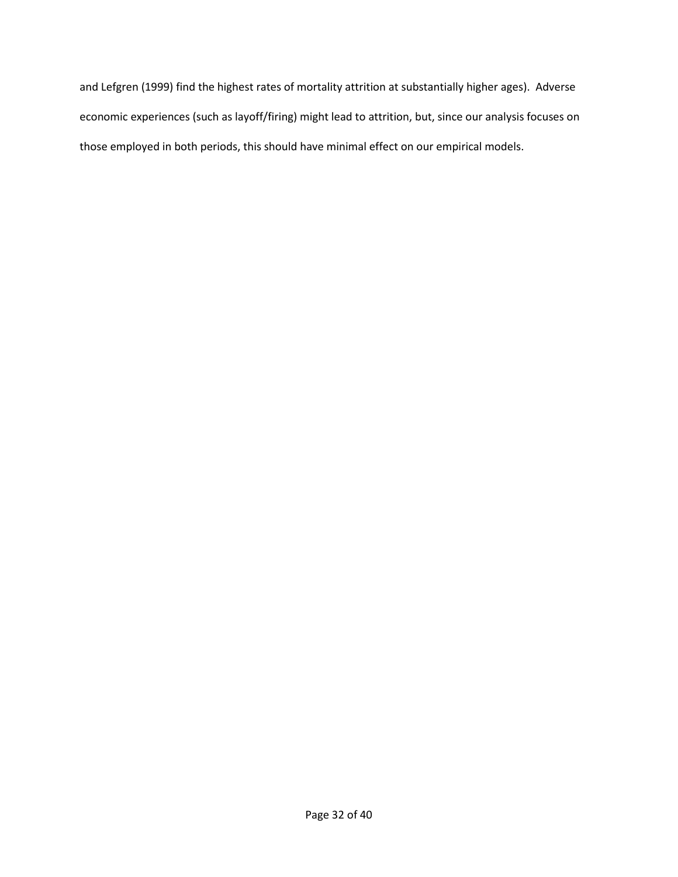and Lefgren (1999) find the highest rates of mortality attrition at substantially higher ages). Adverse economic experiences (such as layoff/firing) might lead to attrition, but, since our analysis focuses on those employed in both periods, this should have minimal effect on our empirical models.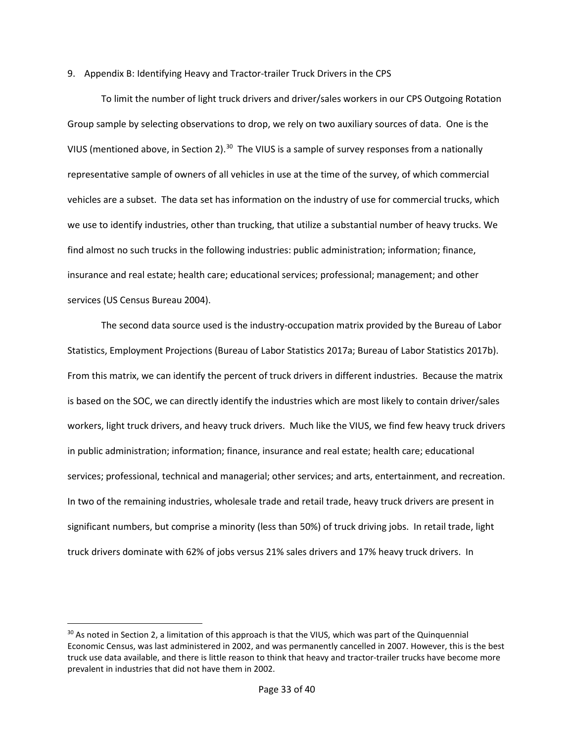## 9. Appendix B: Identifying Heavy and Tractor-trailer Truck Drivers in the CPS

To limit the number of light truck drivers and driver/sales workers in our CPS Outgoing Rotation Group sample by selecting observations to drop, we rely on two auxiliary sources of data. One is the VIUS (mentioned above, in Section 2).[30] The VIUS is a sample of survey responses from a nationally representative sample of owners of all vehicles in use at the time of the survey, of which commercial vehicles are a subset. The data set has information on the industry of use for commercial trucks, which we use to identify industries, other than trucking, that utilize a substantial number of heavy trucks. We find almost no such trucks in the following industries: public administration; information; finance, insurance and real estate; health care; educational services; professional; management; and other services (US Census Bureau 2004).

The second data source used is the industry-occupation matrix provided by the Bureau of Labor Statistics, Employment Projections (Bureau of Labor Statistics 2017a; Bureau of Labor Statistics 2017b). From this matrix, we can identify the percent of truck drivers in different industries. Because the matrix is based on the SOC, we can directly identify the industries which are most likely to contain driver/sales workers, light truck drivers, and heavy truck drivers. Much like the VIUS, we find few heavy truck drivers in public administration; information; finance, insurance and real estate; health care; educational services; professional, technical and managerial; other services; and arts, entertainment, and recreation. In two of the remaining industries, wholesale trade and retail trade, heavy truck drivers are present in significant numbers, but comprise a minority (less than 50%) of truck driving jobs. In retail trade, light truck drivers dominate with 62% of jobs versus 21% sales drivers and 17% heavy truck drivers. In

[30] As noted in Section 2, a limitation of this approach is that the VIUS, which was part of the Quinquennial Economic Census, was last administered in 2002, and was permanently cancelled in 2007. However, this is the best truck use data available, and there is little reason to think that heavy and tractor-trailer trucks have become more prevalent in industries that did not have them in 2002.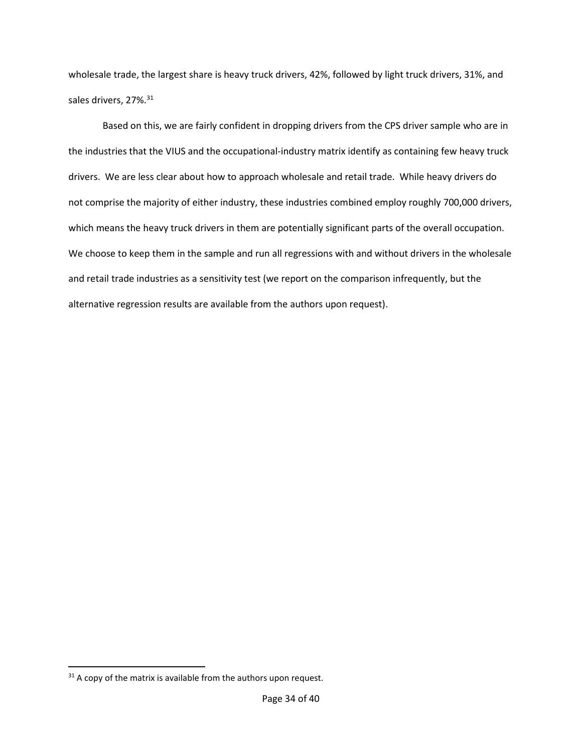wholesale trade, the largest share is heavy truck drivers, 42%, followed by light truck drivers, 31%, and sales drivers, 27%.[31]

Based on this, we are fairly confident in dropping drivers from the CPS driver sample who are in the industries that the VIUS and the occupational-industry matrix identify as containing few heavy truck drivers. We are less clear about how to approach wholesale and retail trade. While heavy drivers do not comprise the majority of either industry, these industries combined employ roughly 700,000 drivers, which means the heavy truck drivers in them are potentially significant parts of the overall occupation. We choose to keep them in the sample and run all regressions with and without drivers in the wholesale and retail trade industries as a sensitivity test (we report on the comparison infrequently, but the alternative regression results are available from the authors upon request).

[31] A copy of the matrix is available from the authors upon request.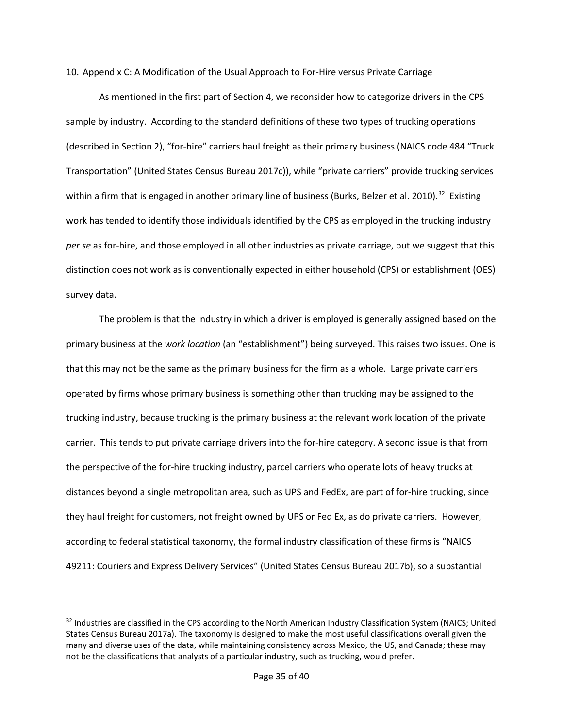## 10. Appendix C: A Modification of the Usual Approach to For-Hire versus Private Carriage

As mentioned in the first part of Section 4, we reconsider how to categorize drivers in the CPS sample by industry. According to the standard definitions of these two types of trucking operations (described in Section 2), "for-hire" carriers haul freight as their primary business (NAICS code 484 "Truck Transportation" (United States Census Bureau 2017c)), while "private carriers" provide trucking services within a firm that is engaged in another primary line of business (Burks, Belzer et al. 2010).[32] Existing work has tended to identify those individuals identified by the CPS as employed in the trucking industry *per se* as for-hire, and those employed in all other industries as private carriage, but we suggest that this distinction does not work as is conventionally expected in either household (CPS) or establishment (OES) survey data.

The problem is that the industry in which a driver is employed is generally assigned based on the primary business at the *work location* (an "establishment") being surveyed. This raises two issues. One is that this may not be the same as the primary business for the firm as a whole. Large private carriers operated by firms whose primary business is something other than trucking may be assigned to the trucking industry, because trucking is the primary business at the relevant work location of the private carrier. This tends to put private carriage drivers into the for-hire category. A second issue is that from the perspective of the for-hire trucking industry, parcel carriers who operate lots of heavy trucks at distances beyond a single metropolitan area, such as UPS and FedEx, are part of for-hire trucking, since they haul freight for customers, not freight owned by UPS or Fed Ex, as do private carriers. However, according to federal statistical taxonomy, the formal industry classification of these firms is "NAICS 49211: Couriers and Express Delivery Services" (United States Census Bureau 2017b), so a substantial

[32] Industries are classified in the CPS according to the North American Industry Classification System (NAICS; United States Census Bureau 2017a). The taxonomy is designed to make the most useful classifications overall given the many and diverse uses of the data, while maintaining consistency across Mexico, the US, and Canada; these may not be the classifications that analysts of a particular industry, such as trucking, would prefer.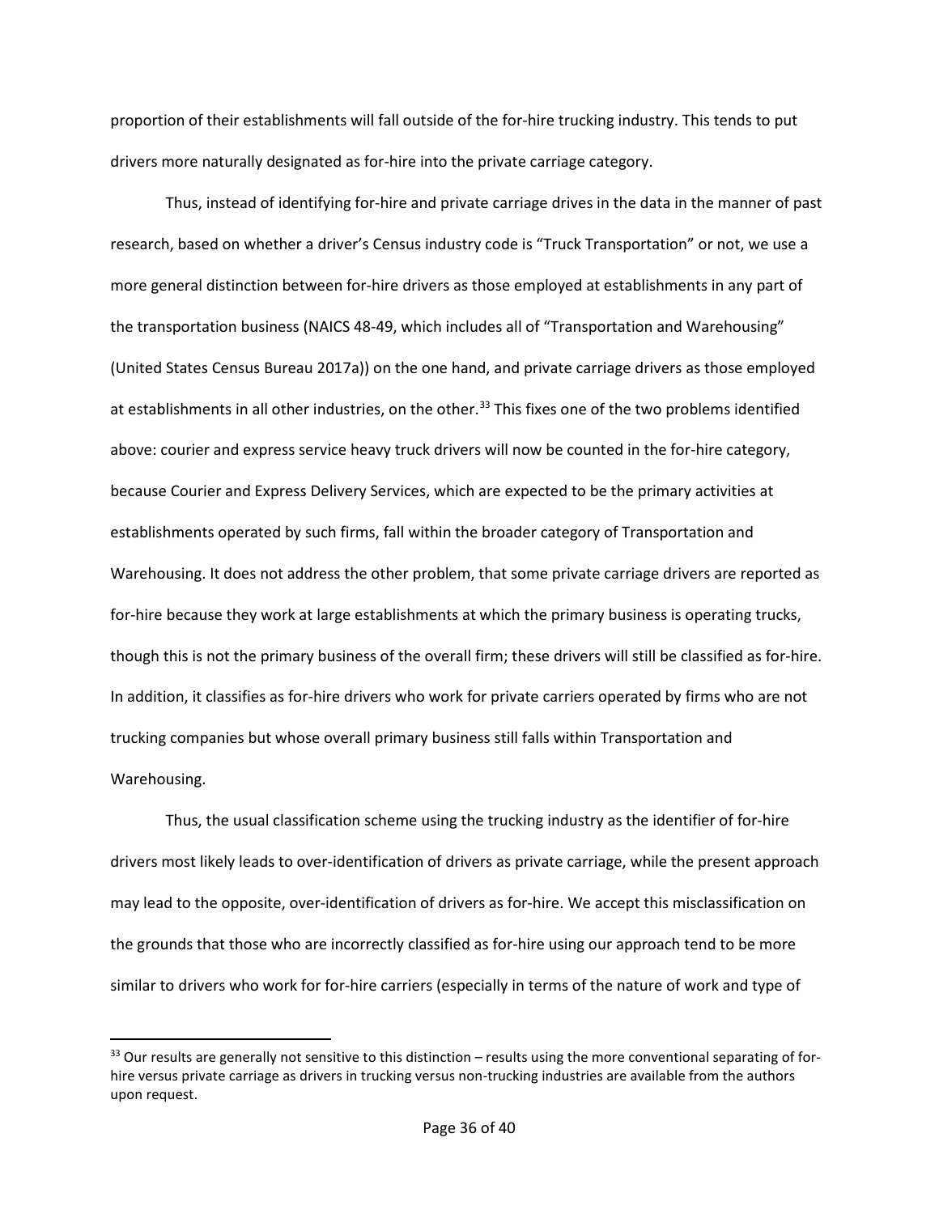proportion of their establishments will fall outside of the for-hire trucking industry. This tends to put drivers more naturally designated as for-hire into the private carriage category.

Thus, instead of identifying for-hire and private carriage drives in the data in the manner of past research, based on whether a driver's Census industry code is "Truck Transportation" or not, we use a more general distinction between for-hire drivers as those employed at establishments in any part of the transportation business (NAICS 48-49, which includes all of "Transportation and Warehousing" (United States Census Bureau 2017a)) on the one hand, and private carriage drivers as those employed at establishments in all other industries, on the other.[33] This fixes one of the two problems identified above: courier and express service heavy truck drivers will now be counted in the for-hire category, because Courier and Express Delivery Services, which are expected to be the primary activities at establishments operated by such firms, fall within the broader category of Transportation and Warehousing. It does not address the other problem, that some private carriage drivers are reported as for-hire because they work at large establishments at which the primary business is operating trucks, though this is not the primary business of the overall firm; these drivers will still be classified as for-hire. In addition, it classifies as for-hire drivers who work for private carriers operated by firms who are not trucking companies but whose overall primary business still falls within Transportation and Warehousing.

Thus, the usual classification scheme using the trucking industry as the identifier of for-hire drivers most likely leads to over-identification of drivers as private carriage, while the present approach may lead to the opposite, over-identification of drivers as for-hire. We accept this misclassification on the grounds that those who are incorrectly classified as for-hire using our approach tend to be more similar to drivers who work for for-hire carriers (especially in terms of the nature of work and type of

---

[33] Our results are generally not sensitive to this distinction – results using the more conventional separating of for-hire versus private carriage as drivers in trucking versus non-trucking industries are available from the authors upon request.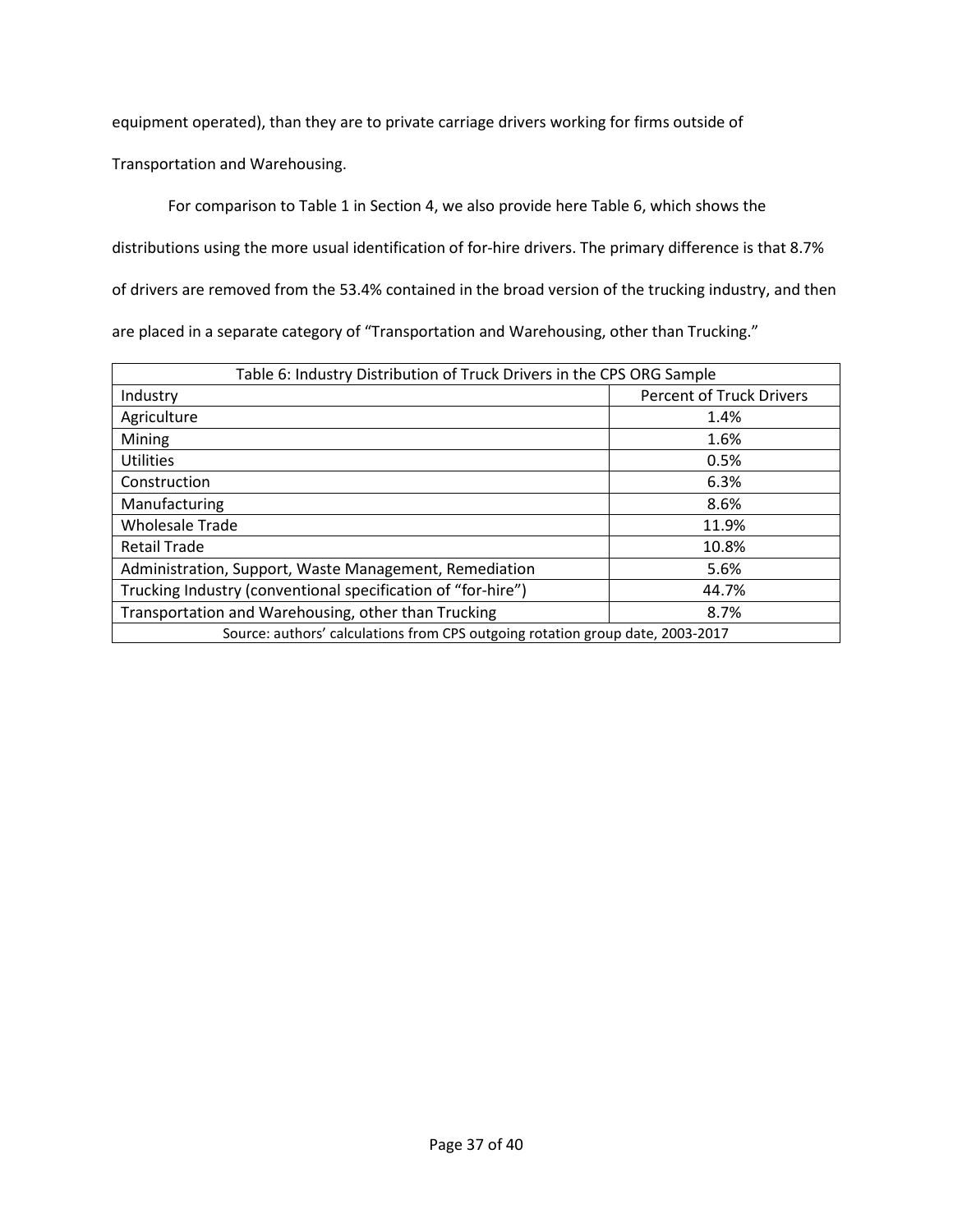equipment operated), than they are to private carriage drivers working for firms outside of Transportation and Warehousing.

For comparison to Table 1 in Section 4, we also provide here Table 6, which shows the distributions using the more usual identification of for-hire drivers. The primary difference is that 8.7% of drivers are removed from the 53.4% contained in the broad version of the trucking industry, and then are placed in a separate category of "Transportation and Warehousing, other than Trucking."

| Table 6: Industry Distribution of Truck Drivers in the CPS ORG Sample | |
|---|---|
| Industry | Percent of Truck Drivers |
| Agriculture | 1.4% |
| Mining | 1.6% |
| Utilities | 0.5% |
| Construction | 6.3% |
| Manufacturing | 8.6% |
| Wholesale Trade | 11.9% |
| Retail Trade | 10.8% |
| Administration, Support, Waste Management, Remediation | 5.6% |
| Trucking Industry (conventional specification of "for-hire") | 44.7% |
| Transportation and Warehousing, other than Trucking | 8.7% |
| Source: authors' calculations from CPS outgoing rotation group date, 2003-2017 | |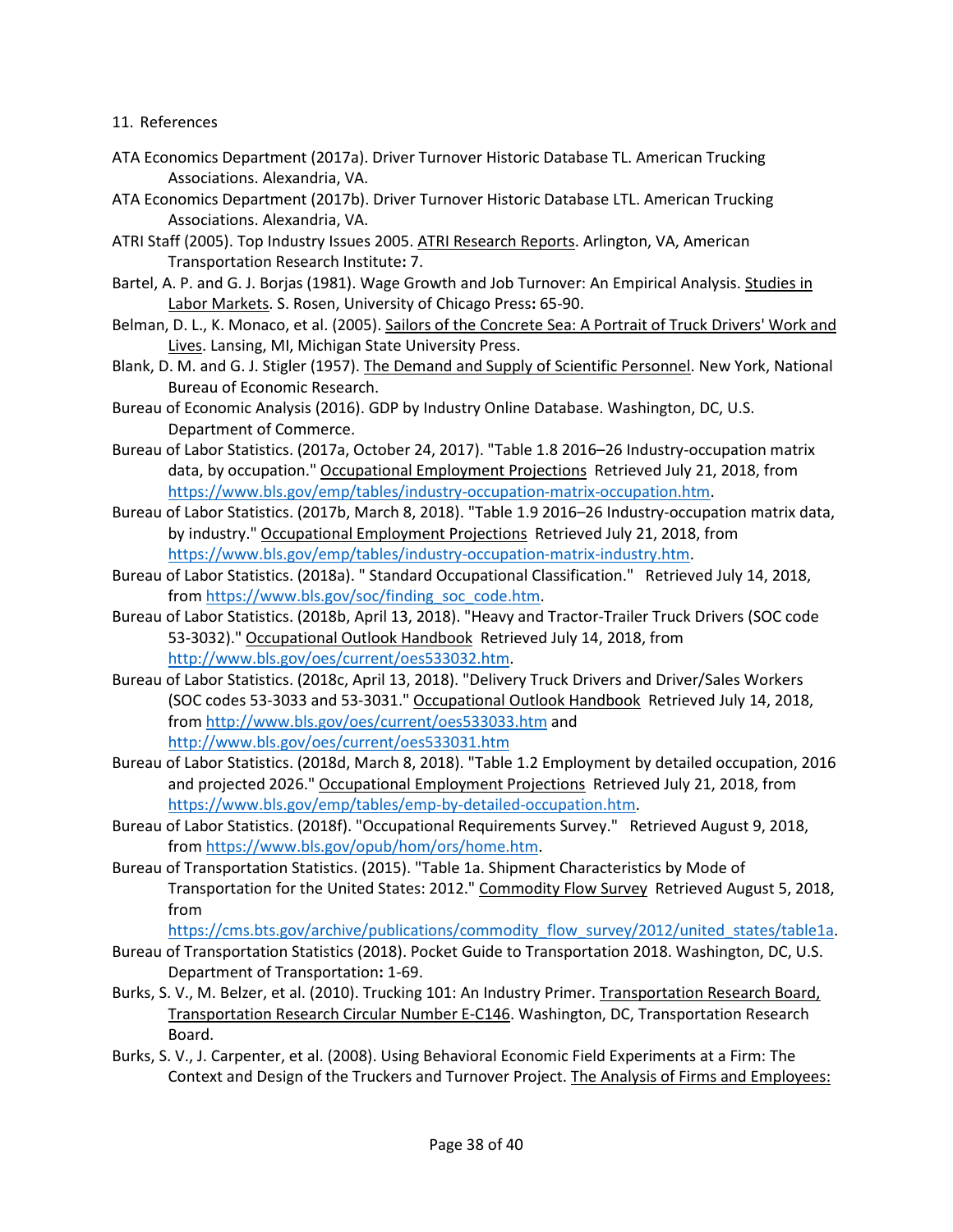## 11. References

ATA Economics Department (2017a). Driver Turnover Historic Database TL. American Trucking Associations. Alexandria, VA.

ATA Economics Department (2017b). Driver Turnover Historic Database LTL. American Trucking Associations. Alexandria, VA.

ATRI Staff (2005). Top Industry Issues 2005. ATRI Research Reports. Arlington, VA, American Transportation Research Institute**:** 7.

Bartel, A. P. and G. J. Borjas (1981). Wage Growth and Job Turnover: An Empirical Analysis. Studies in Labor Markets. S. Rosen, University of Chicago Press**:** 65-90.

Belman, D. L., K. Monaco, et al. (2005). Sailors of the Concrete Sea: A Portrait of Truck Drivers' Work and Lives. Lansing, MI, Michigan State University Press.

Blank, D. M. and G. J. Stigler (1957). The Demand and Supply of Scientific Personnel. New York, National Bureau of Economic Research.

Bureau of Economic Analysis (2016). GDP by Industry Online Database. Washington, DC, U.S. Department of Commerce.

Bureau of Labor Statistics. (2017a, October 24, 2017). "Table 1.8 2016–26 Industry-occupation matrix data, by occupation." Occupational Employment Projections Retrieved July 21, 2018, from https://www.bls.gov/emp/tables/industry-occupation-matrix-occupation.htm.

Bureau of Labor Statistics. (2017b, March 8, 2018). "Table 1.9 2016–26 Industry-occupation matrix data, by industry." Occupational Employment Projections Retrieved July 21, 2018, from https://www.bls.gov/emp/tables/industry-occupation-matrix-industry.htm.

Bureau of Labor Statistics. (2018a). " Standard Occupational Classification." Retrieved July 14, 2018, from https://www.bls.gov/soc/finding_soc_code.htm.

Bureau of Labor Statistics. (2018b, April 13, 2018). "Heavy and Tractor-Trailer Truck Drivers (SOC code 53-3032)." Occupational Outlook Handbook Retrieved July 14, 2018, from http://www.bls.gov/oes/current/oes533032.htm.

Bureau of Labor Statistics. (2018c, April 13, 2018). "Delivery Truck Drivers and Driver/Sales Workers (SOC codes 53-3033 and 53-3031." Occupational Outlook Handbook Retrieved July 14, 2018, from http://www.bls.gov/oes/current/oes533033.htm and http://www.bls.gov/oes/current/oes533031.htm

Bureau of Labor Statistics. (2018d, March 8, 2018). "Table 1.2 Employment by detailed occupation, 2016 and projected 2026." Occupational Employment Projections Retrieved July 21, 2018, from https://www.bls.gov/emp/tables/emp-by-detailed-occupation.htm.

Bureau of Labor Statistics. (2018f). "Occupational Requirements Survey." Retrieved August 9, 2018, from https://www.bls.gov/opub/hom/ors/home.htm.

Bureau of Transportation Statistics. (2015). "Table 1a. Shipment Characteristics by Mode of Transportation for the United States: 2012." Commodity Flow Survey Retrieved August 5, 2018, from https://cms.bts.gov/archive/publications/commodity_flow_survey/2012/united_states/table1a.

Bureau of Transportation Statistics (2018). Pocket Guide to Transportation 2018. Washington, DC, U.S. Department of Transportation**:** 1-69.

Burks, S. V., M. Belzer, et al. (2010). Trucking 101: An Industry Primer. Transportation Research Board, Transportation Research Circular Number E-C146. Washington, DC, Transportation Research Board.

Burks, S. V., J. Carpenter, et al. (2008). Using Behavioral Economic Field Experiments at a Firm: The Context and Design of the Truckers and Turnover Project. The Analysis of Firms and Employees: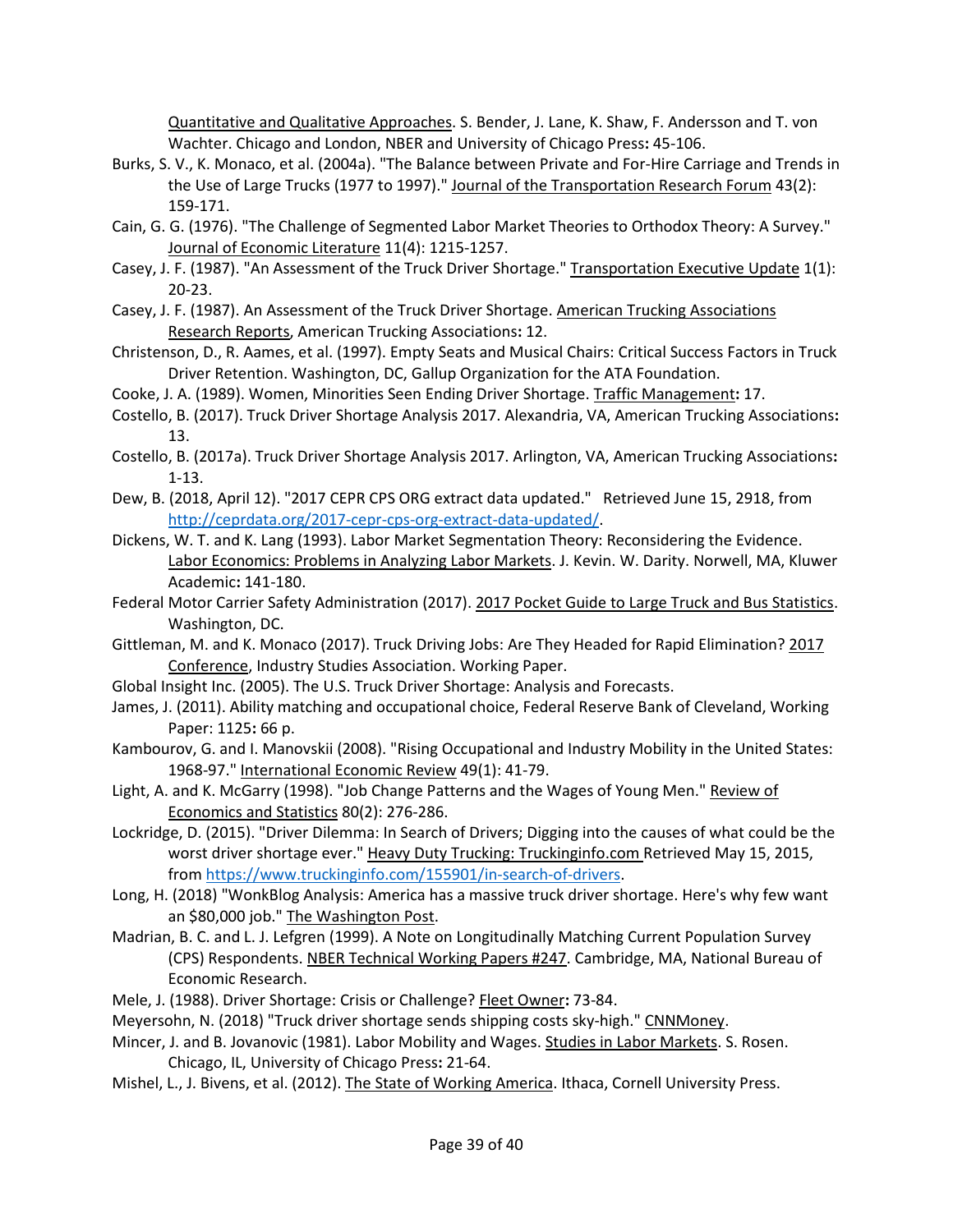Quantitative and Qualitative Approaches. S. Bender, J. Lane, K. Shaw, F. Andersson and T. von Wachter. Chicago and London, NBER and University of Chicago Press**:** 45-106.

Burks, S. V., K. Monaco, et al. (2004a). "The Balance between Private and For-Hire Carriage and Trends in the Use of Large Trucks (1977 to 1997)." Journal of the Transportation Research Forum 43(2): 159-171.

Cain, G. G. (1976). "The Challenge of Segmented Labor Market Theories to Orthodox Theory: A Survey." Journal of Economic Literature 11(4): 1215-1257.

Casey, J. F. (1987). "An Assessment of the Truck Driver Shortage." Transportation Executive Update 1(1): 20-23.

Casey, J. F. (1987). An Assessment of the Truck Driver Shortage. American Trucking Associations Research Reports, American Trucking Associations**:** 12.

Christenson, D., R. Aames, et al. (1997). Empty Seats and Musical Chairs: Critical Success Factors in Truck Driver Retention. Washington, DC, Gallup Organization for the ATA Foundation.

Cooke, J. A. (1989). Women, Minorities Seen Ending Driver Shortage. Traffic Management**:** 17.

Costello, B. (2017). Truck Driver Shortage Analysis 2017. Alexandria, VA, American Trucking Associations**:** 13.

Costello, B. (2017a). Truck Driver Shortage Analysis 2017. Arlington, VA, American Trucking Associations**:** 1-13.

Dew, B. (2018, April 12). "2017 CEPR CPS ORG extract data updated."   Retrieved June 15, 2918, from http://ceprdata.org/2017-cepr-cps-org-extract-data-updated/.

Dickens, W. T. and K. Lang (1993). Labor Market Segmentation Theory: Reconsidering the Evidence. Labor Economics: Problems in Analyzing Labor Markets. J. Kevin. W. Darity. Norwell, MA, Kluwer Academic**:** 141-180.

Federal Motor Carrier Safety Administration (2017). 2017 Pocket Guide to Large Truck and Bus Statistics. Washington, DC.

Gittleman, M. and K. Monaco (2017). Truck Driving Jobs: Are They Headed for Rapid Elimination? 2017 Conference, Industry Studies Association. Working Paper.

Global Insight Inc. (2005). The U.S. Truck Driver Shortage: Analysis and Forecasts.

James, J. (2011). Ability matching and occupational choice, Federal Reserve Bank of Cleveland, Working Paper: 1125**:** 66 p.

Kambourov, G. and I. Manovskii (2008). "Rising Occupational and Industry Mobility in the United States: 1968-97." International Economic Review 49(1): 41-79.

Light, A. and K. McGarry (1998). "Job Change Patterns and the Wages of Young Men." Review of Economics and Statistics 80(2): 276-286.

Lockridge, D. (2015). "Driver Dilemma: In Search of Drivers; Digging into the causes of what could be the worst driver shortage ever." Heavy Duty Trucking: Truckinginfo.com Retrieved May 15, 2015, from https://www.truckinginfo.com/155901/in-search-of-drivers.

Long, H. (2018) "WonkBlog Analysis: America has a massive truck driver shortage. Here's why few want an $80,000 job." The Washington Post.

Madrian, B. C. and L. J. Lefgren (1999). A Note on Longitudinally Matching Current Population Survey (CPS) Respondents. NBER Technical Working Papers #247. Cambridge, MA, National Bureau of Economic Research.

Mele, J. (1988). Driver Shortage: Crisis or Challenge? Fleet Owner**:** 73-84.

Meyersohn, N. (2018) "Truck driver shortage sends shipping costs sky-high." CNNMoney.

Mincer, J. and B. Jovanovic (1981). Labor Mobility and Wages. Studies in Labor Markets. S. Rosen. Chicago, IL, University of Chicago Press**:** 21-64.

Mishel, L., J. Bivens, et al. (2012). The State of Working America. Ithaca, Cornell University Press.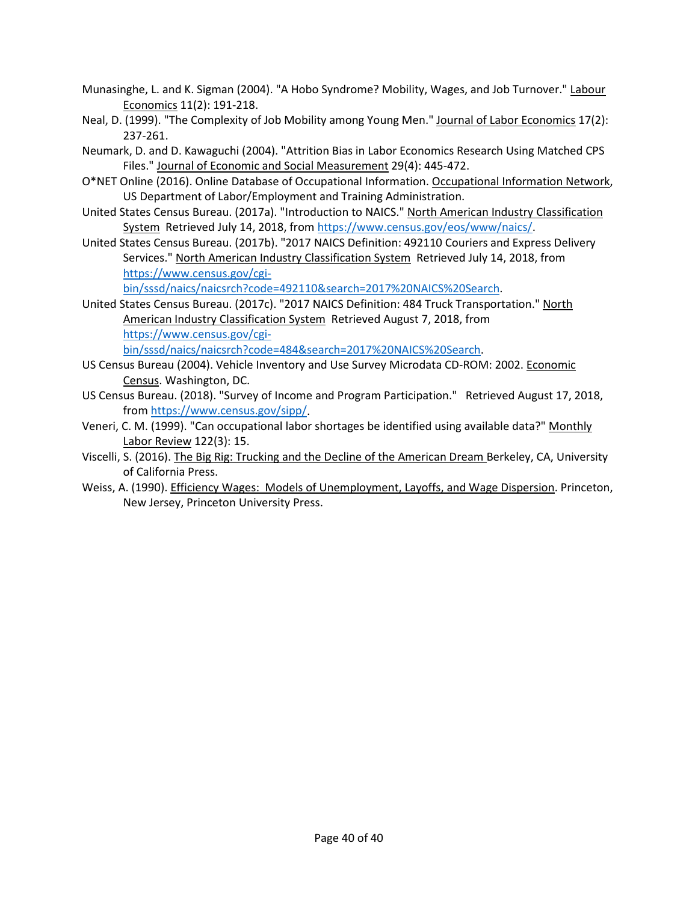Munasinghe, L. and K. Sigman (2004). "A Hobo Syndrome? Mobility, Wages, and Job Turnover." Labour Economics 11(2): 191-218.

Neal, D. (1999). "The Complexity of Job Mobility among Young Men." Journal of Labor Economics 17(2): 237-261.

Neumark, D. and D. Kawaguchi (2004). "Attrition Bias in Labor Economics Research Using Matched CPS Files." Journal of Economic and Social Measurement 29(4): 445-472.

O*NET Online (2016). Online Database of Occupational Information. Occupational Information Network, US Department of Labor/Employment and Training Administration.

United States Census Bureau. (2017a). "Introduction to NAICS." North American Industry Classification System Retrieved July 14, 2018, from https://www.census.gov/eos/www/naics/.

United States Census Bureau. (2017b). "2017 NAICS Definition: 492110 Couriers and Express Delivery Services." North American Industry Classification System Retrieved July 14, 2018, from https://www.census.gov/cgi-bin/sssd/naics/naicsrch?code=492110&search=2017%20NAICS%20Search.

United States Census Bureau. (2017c). "2017 NAICS Definition: 484 Truck Transportation." North American Industry Classification System Retrieved August 7, 2018, from https://www.census.gov/cgi-bin/sssd/naics/naicsrch?code=484&search=2017%20NAICS%20Search.

US Census Bureau (2004). Vehicle Inventory and Use Survey Microdata CD-ROM: 2002. Economic Census. Washington, DC.

US Census Bureau. (2018). "Survey of Income and Program Participation." Retrieved August 17, 2018, from https://www.census.gov/sipp/.

Veneri, C. M. (1999). "Can occupational labor shortages be identified using available data?" Monthly Labor Review 122(3): 15.

Viscelli, S. (2016). The Big Rig: Trucking and the Decline of the American Dream Berkeley, CA, University of California Press.

Weiss, A. (1990). Efficiency Wages: Models of Unemployment, Layoffs, and Wage Dispersion. Princeton, New Jersey, Princeton University Press.